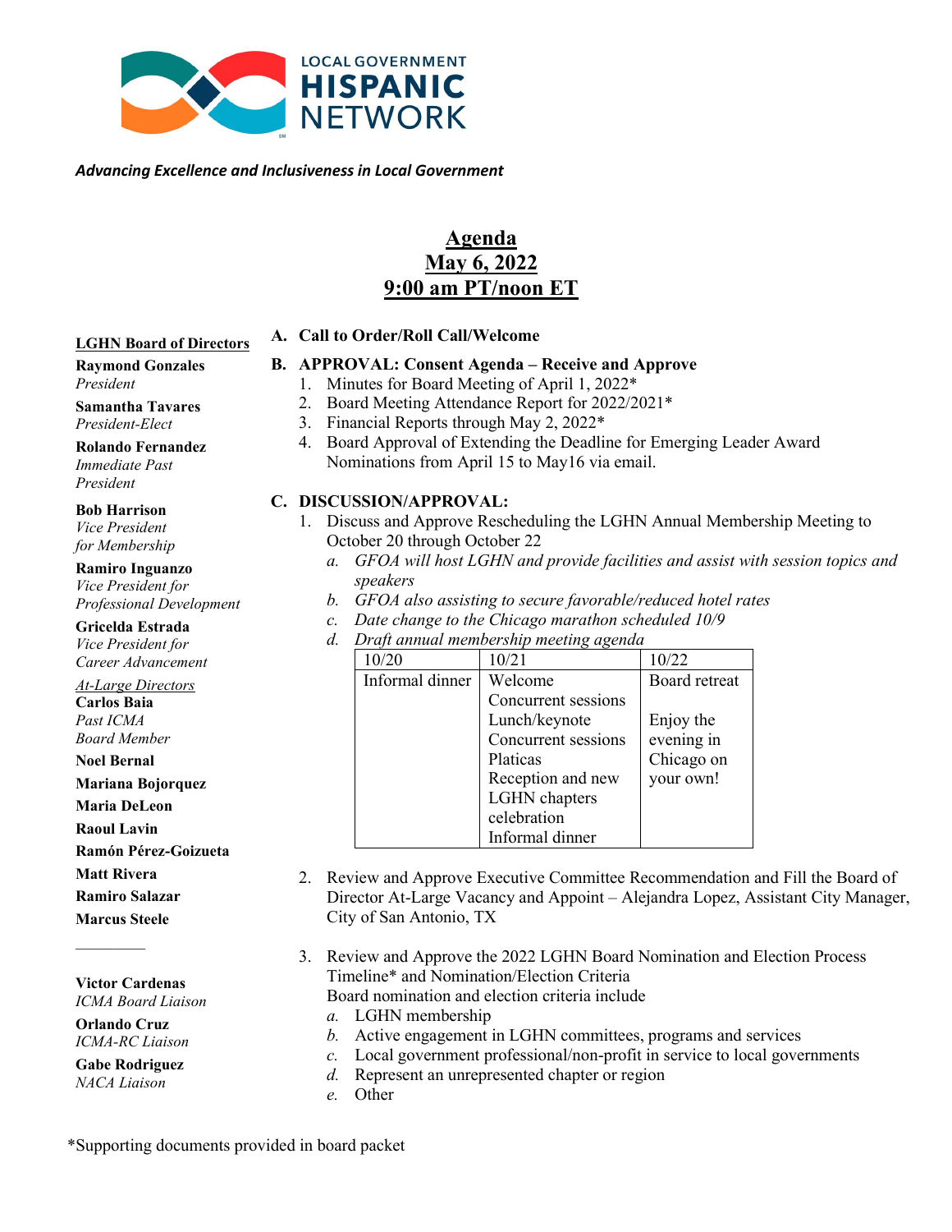LOCAL GOVERNMENT
**HISPANIC**
NETWORK

***Advancing Excellence and Inclusiveness in Local Government***

# Agenda
## May 6, 2022
## 9:00 am PT/noon ET

**LGHN Board of Directors**

**Raymond Gonzales**
*President*

**Samantha Tavares**
*President-Elect*

**Rolando Fernandez**
*Immediate Past President*

**Bob Harrison**
*Vice President for Membership*

**Ramiro Inguanzo**
*Vice President for Professional Development*

**Gricelda Estrada**
*Vice President for Career Advancement*

*At-Large Directors*

**Carlos Baia**
*Past ICMA Board Member*

**Noel Bernal**

**Mariana Bojorquez**

**Maria DeLeon**

**Raoul Lavin**

**Ramón Pérez-Goizueta**

**Matt Rivera**

**Ramiro Salazar**

**Marcus Steele**

---

**Victor Cardenas**
*ICMA Board Liaison*

**Orlando Cruz**
*ICMA-RC Liaison*

**Gabe Rodriguez**
*NACA Liaison*

**A. Call to Order/Roll Call/Welcome**

**B. APPROVAL: Consent Agenda – Receive and Approve**

1. Minutes for Board Meeting of April 1, 2022*
2. Board Meeting Attendance Report for 2022/2021*
3. Financial Reports through May 2, 2022*
4. Board Approval of Extending the Deadline for Emerging Leader Award Nominations from April 15 to May16 via email.

**C. DISCUSSION/APPROVAL:**

1. Discuss and Approve Rescheduling the LGHN Annual Membership Meeting to October 20 through October 22
   a. *GFOA will host LGHN and provide facilities and assist with session topics and speakers*
   b. *GFOA also assisting to secure favorable/reduced hotel rates*
   c. *Date change to the Chicago marathon scheduled 10/9*
   d. *Draft annual membership meeting agenda*

| 10/20 | 10/21 | 10/22 |
|---|---|---|
| Informal dinner | Welcome<br>Concurrent sessions<br>Lunch/keynote<br>Concurrent sessions<br>Platicas<br>Reception and new LGHN chapters celebration<br>Informal dinner | Board retreat<br><br>Enjoy the evening in Chicago on your own! |

2. Review and Approve Executive Committee Recommendation and Fill the Board of Director At-Large Vacancy and Appoint – Alejandra Lopez, Assistant City Manager, City of San Antonio, TX

3. Review and Approve the 2022 LGHN Board Nomination and Election Process Timeline* and Nomination/Election Criteria
   Board nomination and election criteria include
   a. LGHN membership
   b. Active engagement in LGHN committees, programs and services
   c. Local government professional/non-profit in service to local governments
   d. Represent an unrepresented chapter or region
   e. Other

*Supporting documents provided in board packet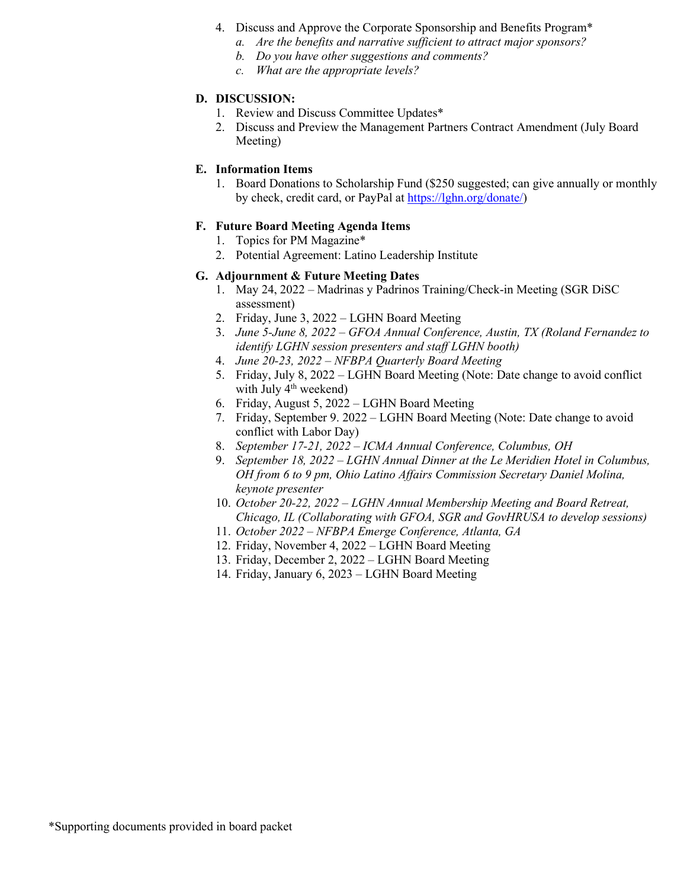4. Discuss and Approve the Corporate Sponsorship and Benefits Program*
   a. *Are the benefits and narrative sufficient to attract major sponsors?*
   b. *Do you have other suggestions and comments?*
   c. *What are the appropriate levels?*

**D. DISCUSSION:**

1. Review and Discuss Committee Updates*
2. Discuss and Preview the Management Partners Contract Amendment (July Board Meeting)

**E. Information Items**

1. Board Donations to Scholarship Fund ($250 suggested; can give annually or monthly by check, credit card, or PayPal at [https://lghn.org/donate/](https://lghn.org/donate/))

**F. Future Board Meeting Agenda Items**

1. Topics for PM Magazine*
2. Potential Agreement: Latino Leadership Institute

**G. Adjournment & Future Meeting Dates**

1. May 24, 2022 – Madrinas y Padrinos Training/Check-in Meeting (SGR DiSC assessment)
2. Friday, June 3, 2022 – LGHN Board Meeting
3. *June 5-June 8, 2022 – GFOA Annual Conference, Austin, TX (Roland Fernandez to identify LGHN session presenters and staff LGHN booth)*
4. *June 20-23, 2022 – NFBPA Quarterly Board Meeting*
5. Friday, July 8, 2022 – LGHN Board Meeting (Note: Date change to avoid conflict with July 4th weekend)
6. Friday, August 5, 2022 – LGHN Board Meeting
7. Friday, September 9. 2022 – LGHN Board Meeting (Note: Date change to avoid conflict with Labor Day)
8. *September 17-21, 2022 – ICMA Annual Conference, Columbus, OH*
9. *September 18, 2022 – LGHN Annual Dinner at the Le Meridien Hotel in Columbus, OH from 6 to 9 pm, Ohio Latino Affairs Commission Secretary Daniel Molina, keynote presenter*
10. *October 20-22, 2022 – LGHN Annual Membership Meeting and Board Retreat, Chicago, IL (Collaborating with GFOA, SGR and GovHRUSA to develop sessions)*
11. *October 2022 – NFBPA Emerge Conference, Atlanta, GA*
12. Friday, November 4, 2022 – LGHN Board Meeting
13. Friday, December 2, 2022 – LGHN Board Meeting
14. Friday, January 6, 2023 – LGHN Board Meeting

*Supporting documents provided in board packet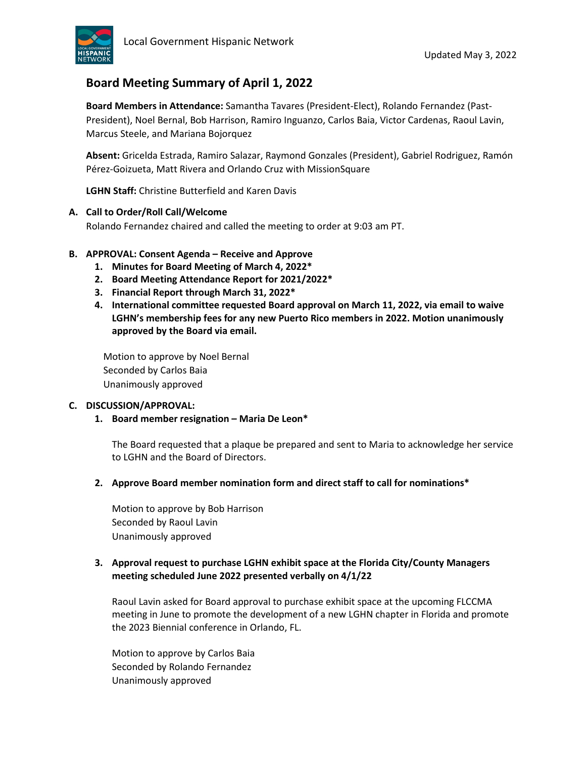Local Government Hispanic Network

Updated May 3, 2022

# Board Meeting Summary of April 1, 2022

**Board Members in Attendance:** Samantha Tavares (President-Elect), Rolando Fernandez (Past-President), Noel Bernal, Bob Harrison, Ramiro Inguanzo, Carlos Baia, Victor Cardenas, Raoul Lavin, Marcus Steele, and Mariana Bojorquez

**Absent:** Gricelda Estrada, Ramiro Salazar, Raymond Gonzales (President), Gabriel Rodriguez, Ramón Pérez-Goizueta, Matt Rivera and Orlando Cruz with MissionSquare

**LGHN Staff:** Christine Butterfield and Karen Davis

**A. Call to Order/Roll Call/Welcome**

Rolando Fernandez chaired and called the meeting to order at 9:03 am PT.

**B. APPROVAL: Consent Agenda – Receive and Approve**

1. **Minutes for Board Meeting of March 4, 2022***
2. **Board Meeting Attendance Report for 2021/2022***
3. **Financial Report through March 31, 2022***
4. **International committee requested Board approval on March 11, 2022, via email to waive LGHN's membership fees for any new Puerto Rico members in 2022. Motion unanimously approved by the Board via email.**

Motion to approve by Noel Bernal
Seconded by Carlos Baia
Unanimously approved

**C. DISCUSSION/APPROVAL:**

1. **Board member resignation – Maria De Leon***

   The Board requested that a plaque be prepared and sent to Maria to acknowledge her service to LGHN and the Board of Directors.

2. **Approve Board member nomination form and direct staff to call for nominations***

   Motion to approve by Bob Harrison
   Seconded by Raoul Lavin
   Unanimously approved

3. **Approval request to purchase LGHN exhibit space at the Florida City/County Managers meeting scheduled June 2022 presented verbally on 4/1/22**

   Raoul Lavin asked for Board approval to purchase exhibit space at the upcoming FLCCMA meeting in June to promote the development of a new LGHN chapter in Florida and promote the 2023 Biennial conference in Orlando, FL.

   Motion to approve by Carlos Baia
   Seconded by Rolando Fernandez
   Unanimously approved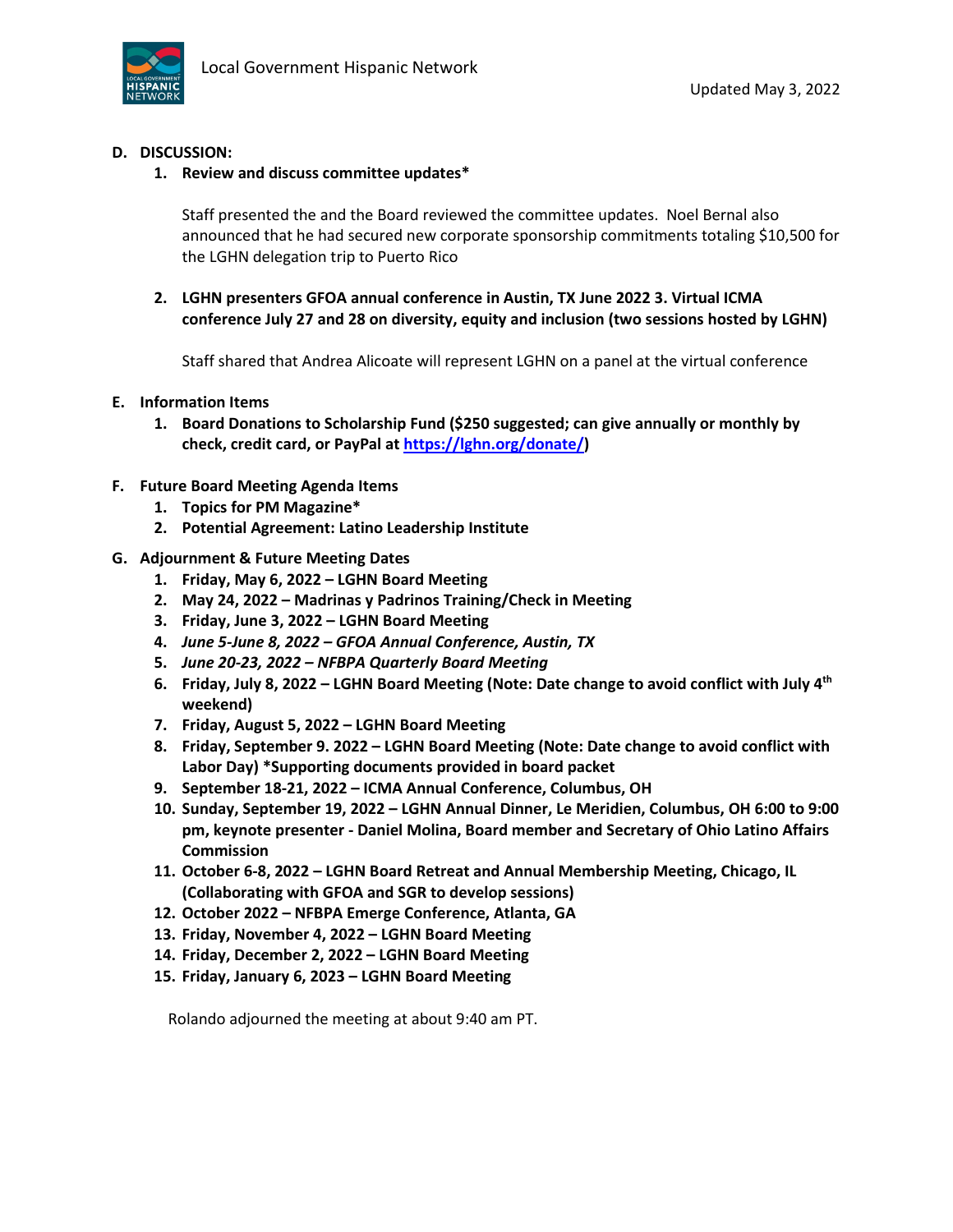**D. DISCUSSION:**

**1. Review and discuss committee updates***

Staff presented the and the Board reviewed the committee updates. Noel Bernal also announced that he had secured new corporate sponsorship commitments totaling $10,500 for the LGHN delegation trip to Puerto Rico

**2. LGHN presenters GFOA annual conference in Austin, TX June 2022 3. Virtual ICMA conference July 27 and 28 on diversity, equity and inclusion (two sessions hosted by LGHN)**

Staff shared that Andrea Alicoate will represent LGHN on a panel at the virtual conference

**E. Information Items**

1. **Board Donations to Scholarship Fund ($250 suggested; can give annually or monthly by check, credit card, or PayPal at [https://lghn.org/donate/](https://lghn.org/donate/))**

**F. Future Board Meeting Agenda Items**

1. **Topics for PM Magazine***
2. **Potential Agreement: Latino Leadership Institute**

**G. Adjournment & Future Meeting Dates**

1. **Friday, May 6, 2022 – LGHN Board Meeting**
2. **May 24, 2022 – Madrinas y Padrinos Training/Check in Meeting**
3. **Friday, June 3, 2022 – LGHN Board Meeting**
4. ***June 5-June 8, 2022 – GFOA Annual Conference, Austin, TX***
5. ***June 20-23, 2022 – NFBPA Quarterly Board Meeting***
6. **Friday, July 8, 2022 – LGHN Board Meeting (Note: Date change to avoid conflict with July 4th weekend)**
7. **Friday, August 5, 2022 – LGHN Board Meeting**
8. **Friday, September 9. 2022 – LGHN Board Meeting (Note: Date change to avoid conflict with Labor Day) *Supporting documents provided in board packet**
9. **September 18-21, 2022 – ICMA Annual Conference, Columbus, OH**
10. **Sunday, September 19, 2022 – LGHN Annual Dinner, Le Meridien, Columbus, OH 6:00 to 9:00 pm, keynote presenter - Daniel Molina, Board member and Secretary of Ohio Latino Affairs Commission**
11. **October 6-8, 2022 – LGHN Board Retreat and Annual Membership Meeting, Chicago, IL (Collaborating with GFOA and SGR to develop sessions)**
12. **October 2022 – NFBPA Emerge Conference, Atlanta, GA**
13. **Friday, November 4, 2022 – LGHN Board Meeting**
14. **Friday, December 2, 2022 – LGHN Board Meeting**
15. **Friday, January 6, 2023 – LGHN Board Meeting**

Rolando adjourned the meeting at about 9:40 am PT.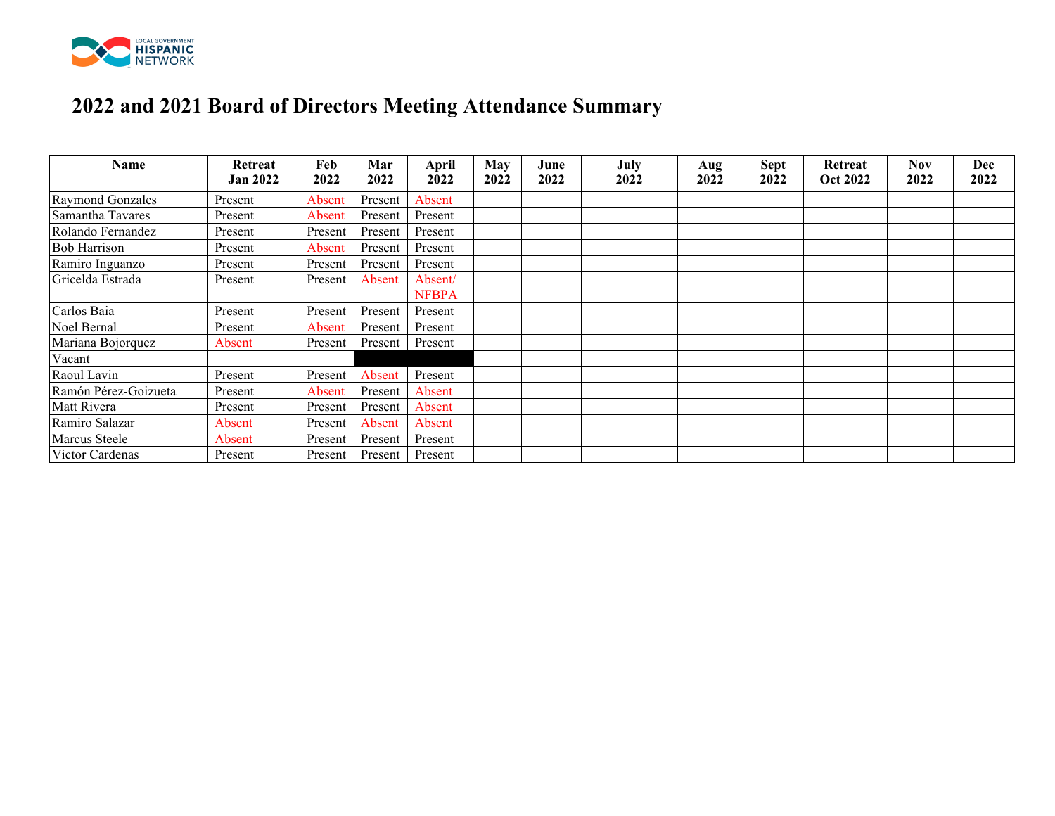# 2022 and 2021 Board of Directors Meeting Attendance Summary

| Name | Retreat Jan 2022 | Feb 2022 | Mar 2022 | April 2022 | May 2022 | June 2022 | July 2022 | Aug 2022 | Sept 2022 | Retreat Oct 2022 | Nov 2022 | Dec 2022 |
|---|---|---|---|---|---|---|---|---|---|---|---|---|
| Raymond Gonzales | Present | Absent | Present | Absent | | | | | | | | |
| Samantha Tavares | Present | Absent | Present | Present | | | | | | | | |
| Rolando Fernandez | Present | Present | Present | Present | | | | | | | | |
| Bob Harrison | Present | Absent | Present | Present | | | | | | | | |
| Ramiro Inguanzo | Present | Present | Present | Present | | | | | | | | |
| Gricelda Estrada | Present | Present | Absent | Absent/ NFBPA | | | | | | | | |
| Carlos Baia | Present | Present | Present | Present | | | | | | | | |
| Noel Bernal | Present | Absent | Present | Present | | | | | | | | |
| Mariana Bojorquez | Absent | Present | Present | Present | | | | | | | | |
| Vacant | | | | | | | | | | | | |
| Raoul Lavin | Present | Present | Absent | Present | | | | | | | | |
| Ramón Pérez-Goizueta | Present | Absent | Present | Absent | | | | | | | | |
| Matt Rivera | Present | Present | Present | Absent | | | | | | | | |
| Ramiro Salazar | Absent | Present | Absent | Absent | | | | | | | | |
| Marcus Steele | Absent | Present | Present | Present | | | | | | | | |
| Victor Cardenas | Present | Present | Present | Present | | | | | | | | |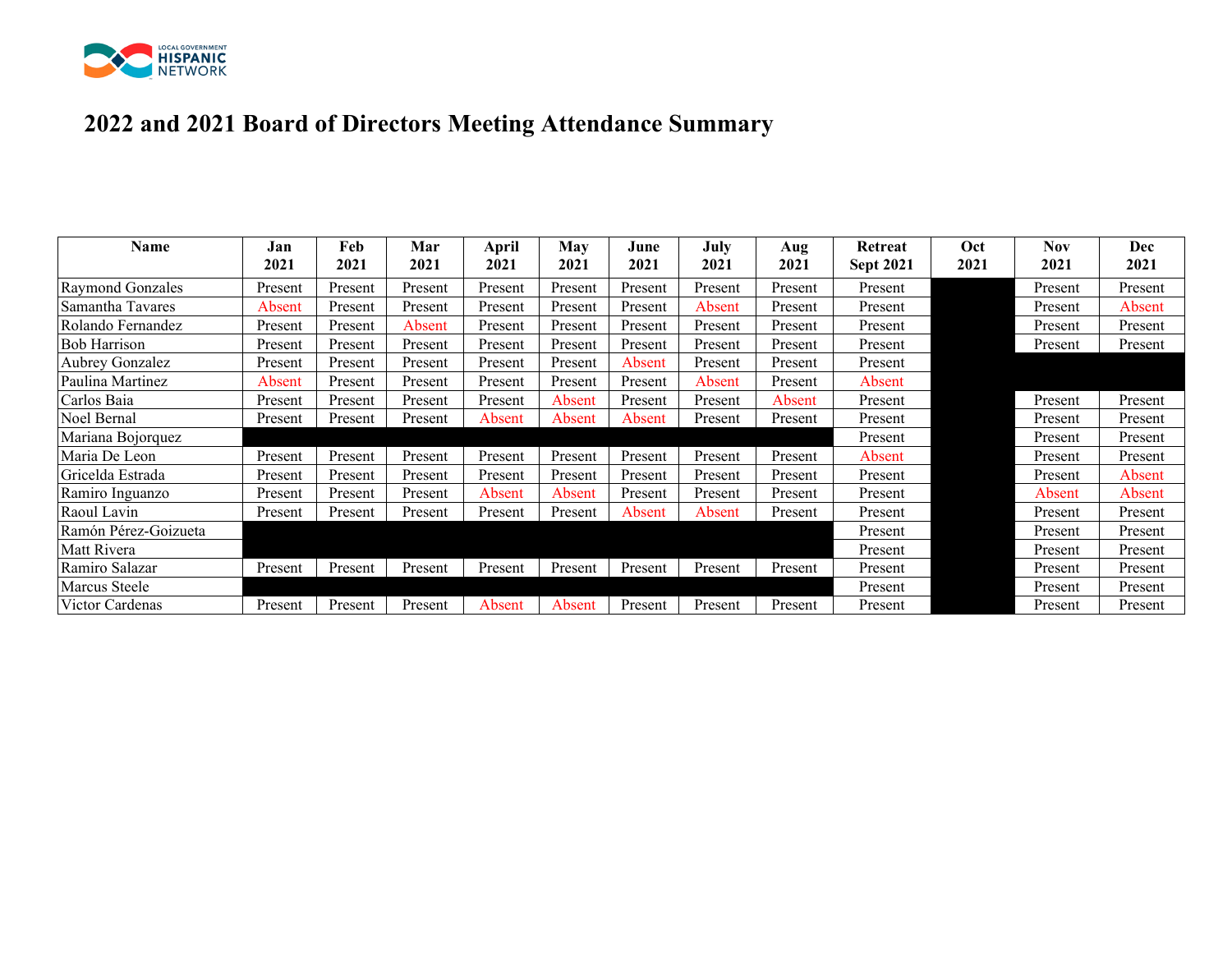# 2022 and 2021 Board of Directors Meeting Attendance Summary

| Name | Jan 2021 | Feb 2021 | Mar 2021 | April 2021 | May 2021 | June 2021 | July 2021 | Aug 2021 | Retreat Sept 2021 | Oct 2021 | Nov 2021 | Dec 2021 |
|---|---|---|---|---|---|---|---|---|---|---|---|---|
| Raymond Gonzales | Present | Present | Present | Present | Present | Present | Present | Present | Present | | Present | Present |
| Samantha Tavares | Absent | Present | Present | Present | Present | Present | Absent | Present | Present | | Present | Absent |
| Rolando Fernandez | Present | Present | Absent | Present | Present | Present | Present | Present | Present | | Present | Present |
| Bob Harrison | Present | Present | Present | Present | Present | Present | Present | Present | Present | | Present | Present |
| Aubrey Gonzalez | Present | Present | Present | Present | Present | Absent | Present | Present | Present | | | |
| Paulina Martinez | Absent | Present | Present | Present | Present | Present | Absent | Present | Absent | | | |
| Carlos Baia | Present | Present | Present | Present | Absent | Present | Present | Absent | Present | | Present | Present |
| Noel Bernal | Present | Present | Present | Absent | Absent | Absent | Present | Present | Present | | Present | Present |
| Mariana Bojorquez | | | | | | | | | Present | | Present | Present |
| Maria De Leon | Present | Present | Present | Present | Present | Present | Present | Present | Absent | | Present | Present |
| Gricelda Estrada | Present | Present | Present | Present | Present | Present | Present | Present | Present | | Present | Absent |
| Ramiro Inguanzo | Present | Present | Present | Absent | Absent | Present | Present | Present | Present | | Absent | Absent |
| Raoul Lavin | Present | Present | Present | Present | Present | Absent | Absent | Present | Present | | Present | Present |
| Ramón Pérez-Goizueta | | | | | | | | | Present | | Present | Present |
| Matt Rivera | | | | | | | | | Present | | Present | Present |
| Ramiro Salazar | Present | Present | Present | Present | Present | Present | Present | Present | Present | | Present | Present |
| Marcus Steele | | | | | | | | | Present | | Present | Present |
| Victor Cardenas | Present | Present | Present | Absent | Absent | Present | Present | Present | Present | | Present | Present |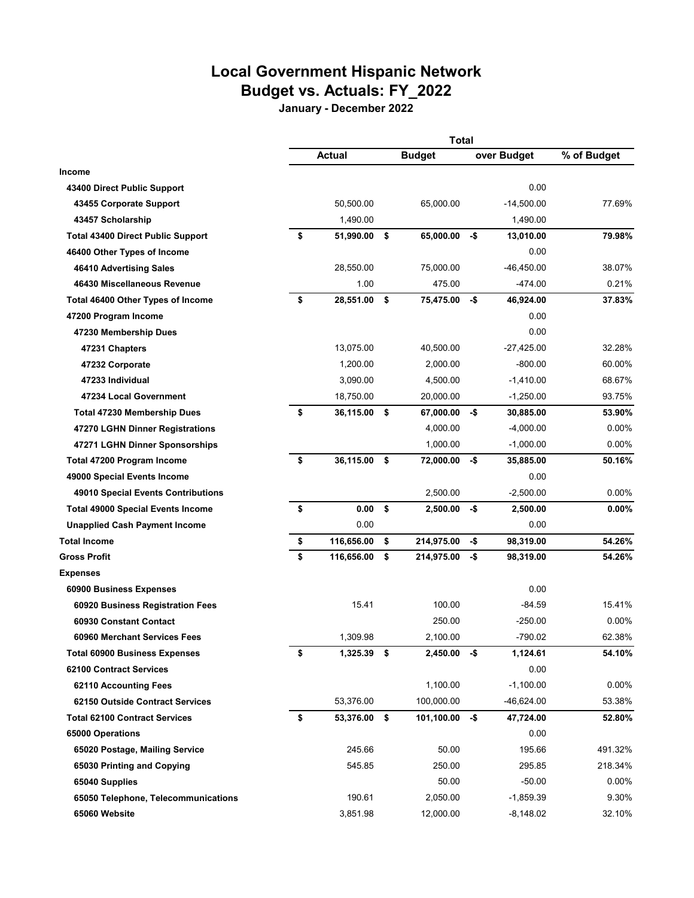# Local Government Hispanic Network
## Budget vs. Actuals: FY_2022
### January - December 2022

| | Total | | | |
|---|---|---|---|---|
| | Actual | Budget | over Budget | % of Budget |
| **Income** | | | | |
| **43400 Direct Public Support** | | | 0.00 | |
| **43455 Corporate Support** | 50,500.00 | 65,000.00 | -14,500.00 | 77.69% |
| **43457 Scholarship** | 1,490.00 | | 1,490.00 | |
| **Total 43400 Direct Public Support** | **$ 51,990.00** | **$ 65,000.00** | **-$ 13,010.00** | **79.98%** |
| **46400 Other Types of Income** | | | 0.00 | |
| **46410 Advertising Sales** | 28,550.00 | 75,000.00 | -46,450.00 | 38.07% |
| **46430 Miscellaneous Revenue** | 1.00 | 475.00 | -474.00 | 0.21% |
| **Total 46400 Other Types of Income** | **$ 28,551.00** | **$ 75,475.00** | **-$ 46,924.00** | **37.83%** |
| **47200 Program Income** | | | 0.00 | |
| **47230 Membership Dues** | | | 0.00 | |
| **47231 Chapters** | 13,075.00 | 40,500.00 | -27,425.00 | 32.28% |
| **47232 Corporate** | 1,200.00 | 2,000.00 | -800.00 | 60.00% |
| **47233 Individual** | 3,090.00 | 4,500.00 | -1,410.00 | 68.67% |
| **47234 Local Government** | 18,750.00 | 20,000.00 | -1,250.00 | 93.75% |
| **Total 47230 Membership Dues** | **$ 36,115.00** | **$ 67,000.00** | **-$ 30,885.00** | **53.90%** |
| **47270 LGHN Dinner Registrations** | | 4,000.00 | -4,000.00 | 0.00% |
| **47271 LGHN Dinner Sponsorships** | | 1,000.00 | -1,000.00 | 0.00% |
| **Total 47200 Program Income** | **$ 36,115.00** | **$ 72,000.00** | **-$ 35,885.00** | **50.16%** |
| **49000 Special Events Income** | | | 0.00 | |
| **49010 Special Events Contributions** | | 2,500.00 | -2,500.00 | 0.00% |
| **Total 49000 Special Events Income** | **$ 0.00** | **$ 2,500.00** | **-$ 2,500.00** | **0.00%** |
| **Unapplied Cash Payment Income** | 0.00 | | 0.00 | |
| **Total Income** | **$ 116,656.00** | **$ 214,975.00** | **-$ 98,319.00** | **54.26%** |
| **Gross Profit** | **$ 116,656.00** | **$ 214,975.00** | **-$ 98,319.00** | **54.26%** |
| **Expenses** | | | | |
| **60900 Business Expenses** | | | 0.00 | |
| **60920 Business Registration Fees** | 15.41 | 100.00 | -84.59 | 15.41% |
| **60930 Constant Contact** | | 250.00 | -250.00 | 0.00% |
| **60960 Merchant Services Fees** | 1,309.98 | 2,100.00 | -790.02 | 62.38% |
| **Total 60900 Business Expenses** | **$ 1,325.39** | **$ 2,450.00** | **-$ 1,124.61** | **54.10%** |
| **62100 Contract Services** | | | 0.00 | |
| **62110 Accounting Fees** | | 1,100.00 | -1,100.00 | 0.00% |
| **62150 Outside Contract Services** | 53,376.00 | 100,000.00 | -46,624.00 | 53.38% |
| **Total 62100 Contract Services** | **$ 53,376.00** | **$ 101,100.00** | **-$ 47,724.00** | **52.80%** |
| **65000 Operations** | | | 0.00 | |
| **65020 Postage, Mailing Service** | 245.66 | 50.00 | 195.66 | 491.32% |
| **65030 Printing and Copying** | 545.85 | 250.00 | 295.85 | 218.34% |
| **65040 Supplies** | | 50.00 | -50.00 | 0.00% |
| **65050 Telephone, Telecommunications** | 190.61 | 2,050.00 | -1,859.39 | 9.30% |
| **65060 Website** | 3,851.98 | 12,000.00 | -8,148.02 | 32.10% |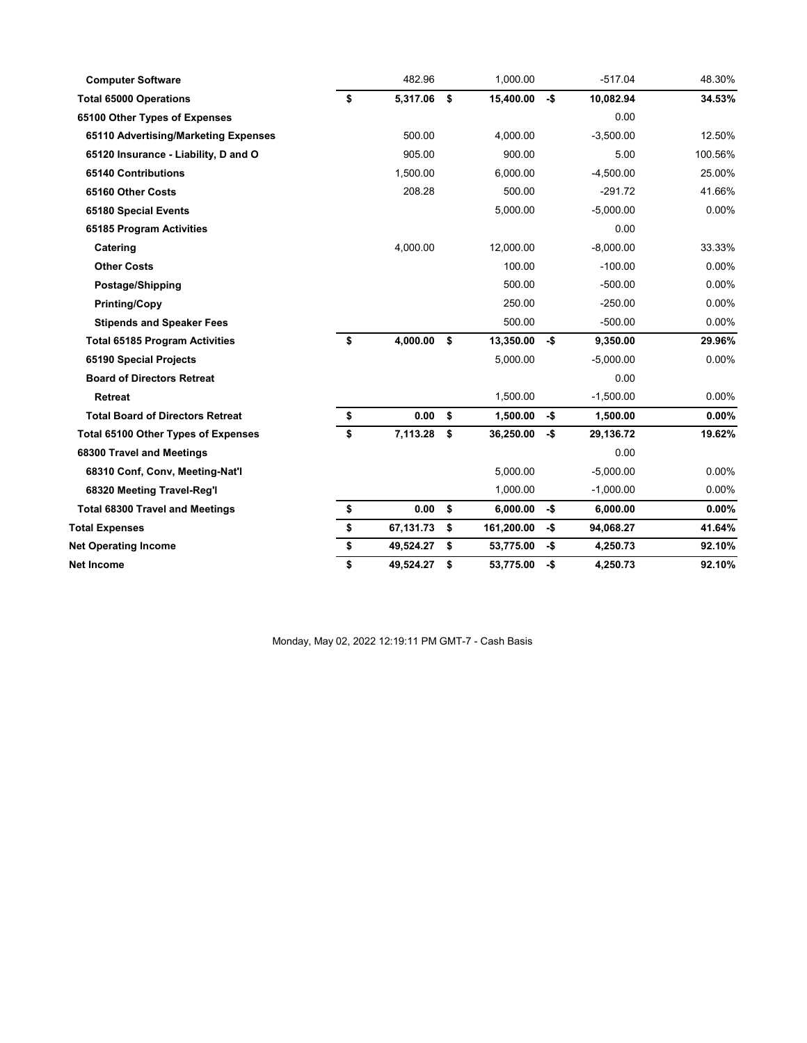| | | | | |
|---|---|---|---|---|
| **Computer Software** | 482.96 | 1,000.00 | -517.04 | 48.30% |
| **Total 65000 Operations** | **$ 5,317.06** | **$ 15,400.00** | **-$ 10,082.94** | **34.53%** |
| **65100 Other Types of Expenses** | | | 0.00 | |
| **65110 Advertising/Marketing Expenses** | 500.00 | 4,000.00 | -3,500.00 | 12.50% |
| **65120 Insurance - Liability, D and O** | 905.00 | 900.00 | 5.00 | 100.56% |
| **65140 Contributions** | 1,500.00 | 6,000.00 | -4,500.00 | 25.00% |
| **65160 Other Costs** | 208.28 | 500.00 | -291.72 | 41.66% |
| **65180 Special Events** | | 5,000.00 | -5,000.00 | 0.00% |
| **65185 Program Activities** | | | 0.00 | |
| **Catering** | 4,000.00 | 12,000.00 | -8,000.00 | 33.33% |
| **Other Costs** | | 100.00 | -100.00 | 0.00% |
| **Postage/Shipping** | | 500.00 | -500.00 | 0.00% |
| **Printing/Copy** | | 250.00 | -250.00 | 0.00% |
| **Stipends and Speaker Fees** | | 500.00 | -500.00 | 0.00% |
| **Total 65185 Program Activities** | **$ 4,000.00** | **$ 13,350.00** | **-$ 9,350.00** | **29.96%** |
| **65190 Special Projects** | | 5,000.00 | -5,000.00 | 0.00% |
| **Board of Directors Retreat** | | | 0.00 | |
| **Retreat** | | 1,500.00 | -1,500.00 | 0.00% |
| **Total Board of Directors Retreat** | **$ 0.00** | **$ 1,500.00** | **-$ 1,500.00** | **0.00%** |
| **Total 65100 Other Types of Expenses** | **$ 7,113.28** | **$ 36,250.00** | **-$ 29,136.72** | **19.62%** |
| **68300 Travel and Meetings** | | | 0.00 | |
| **68310 Conf, Conv, Meeting-Nat'l** | | 5,000.00 | -5,000.00 | 0.00% |
| **68320 Meeting Travel-Reg'l** | | 1,000.00 | -1,000.00 | 0.00% |
| **Total 68300 Travel and Meetings** | **$ 0.00** | **$ 6,000.00** | **-$ 6,000.00** | **0.00%** |
| **Total Expenses** | **$ 67,131.73** | **$ 161,200.00** | **-$ 94,068.27** | **41.64%** |
| **Net Operating Income** | **$ 49,524.27** | **$ 53,775.00** | **-$ 4,250.73** | **92.10%** |
| **Net Income** | **$ 49,524.27** | **$ 53,775.00** | **-$ 4,250.73** | **92.10%** |

Monday, May 02, 2022 12:19:11 PM GMT-7 - Cash Basis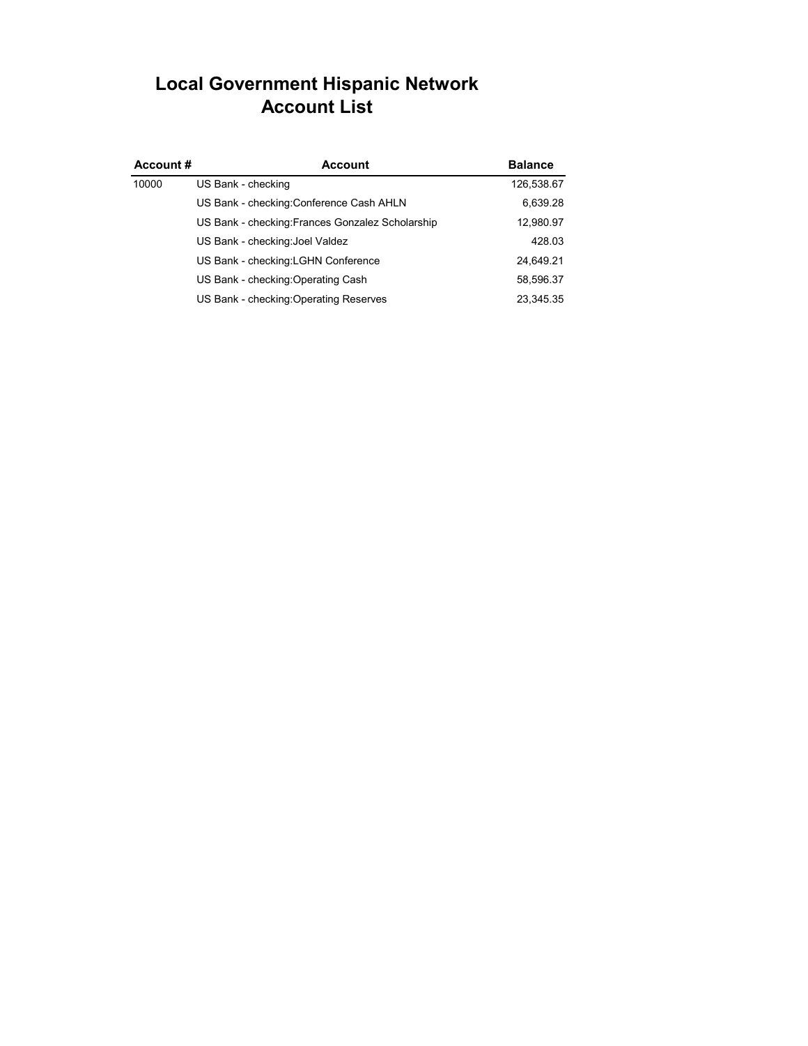# Local Government Hispanic Network
## Account List

| Account # | Account | Balance |
|---|---|---|
| 10000 | US Bank - checking | 126,538.67 |
| | US Bank - checking:Conference Cash AHLN | 6,639.28 |
| | US Bank - checking:Frances Gonzalez Scholarship | 12,980.97 |
| | US Bank - checking:Joel Valdez | 428.03 |
| | US Bank - checking:LGHN Conference | 24,649.21 |
| | US Bank - checking:Operating Cash | 58,596.37 |
| | US Bank - checking:Operating Reserves | 23,345.35 |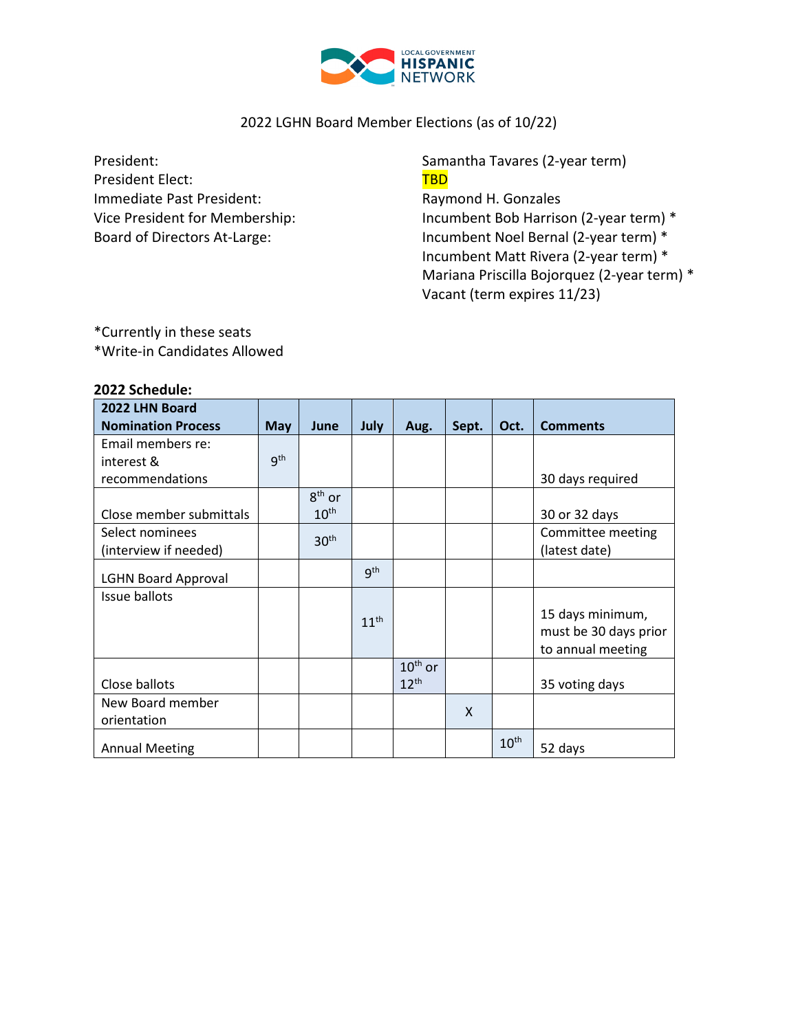2022 LGHN Board Member Elections (as of 10/22)

President: Samantha Tavares (2-year term)
President Elect: TBD
Immediate Past President: Raymond H. Gonzales
Vice President for Membership: Incumbent Bob Harrison (2-year term) *
Board of Directors At-Large: Incumbent Noel Bernal (2-year term) *
Incumbent Matt Rivera (2-year term) *
Mariana Priscilla Bojorquez (2-year term) *
Vacant (term expires 11/23)

*Currently in these seats
*Write-in Candidates Allowed

**2022 Schedule:**

| 2022 LHN Board Nomination Process | May | June | July | Aug. | Sept. | Oct. | Comments |
|---|---|---|---|---|---|---|---|
| Email members re: interest & recommendations | 9th | | | | | | 30 days required |
| Close member submittals | | 8th or 10th | | | | | 30 or 32 days |
| Select nominees (interview if needed) | | 30th | | | | | Committee meeting (latest date) |
| LGHN Board Approval | | | 9th | | | | |
| Issue ballots | | | 11th | | | | 15 days minimum, must be 30 days prior to annual meeting |
| Close ballots | | | | 10th or 12th | | | 35 voting days |
| New Board member orientation | | | | | X | | |
| Annual Meeting | | | | | | 10th | 52 days |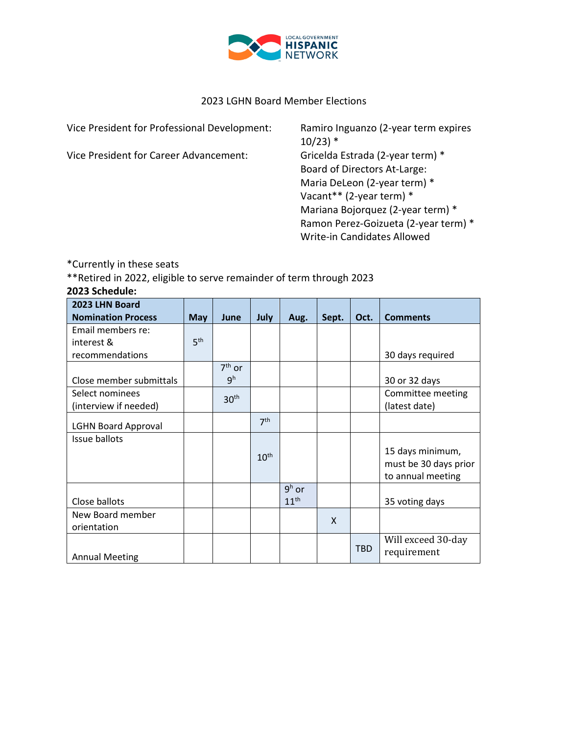2023 LGHN Board Member Elections

Vice President for Professional Development: Ramiro Inguanzo (2-year term expires 10/23) *

Vice President for Career Advancement: Gricelda Estrada (2-year term) *

Board of Directors At-Large:
Maria DeLeon (2-year term) *
Vacant** (2-year term) *
Mariana Bojorquez (2-year term) *
Ramon Perez-Goizueta (2-year term) *
Write-in Candidates Allowed

*Currently in these seats
**Retired in 2022, eligible to serve remainder of term through 2023

**2023 Schedule:**

| 2023 LHN Board Nomination Process | May | June | July | Aug. | Sept. | Oct. | Comments |
|---|---|---|---|---|---|---|---|
| Email members re: interest & recommendations | 5th | | | | | | 30 days required |
| Close member submittals | | 7th or 9h | | | | | 30 or 32 days |
| Select nominees (interview if needed) | | 30th | | | | | Committee meeting (latest date) |
| LGHN Board Approval | | | 7th | | | | |
| Issue ballots | | | 10th | | | | 15 days minimum, must be 30 days prior to annual meeting |
| Close ballots | | | | 9h or 11th | | | 35 voting days |
| New Board member orientation | | | | | X | | |
| Annual Meeting | | | | | | TBD | Will exceed 30-day requirement |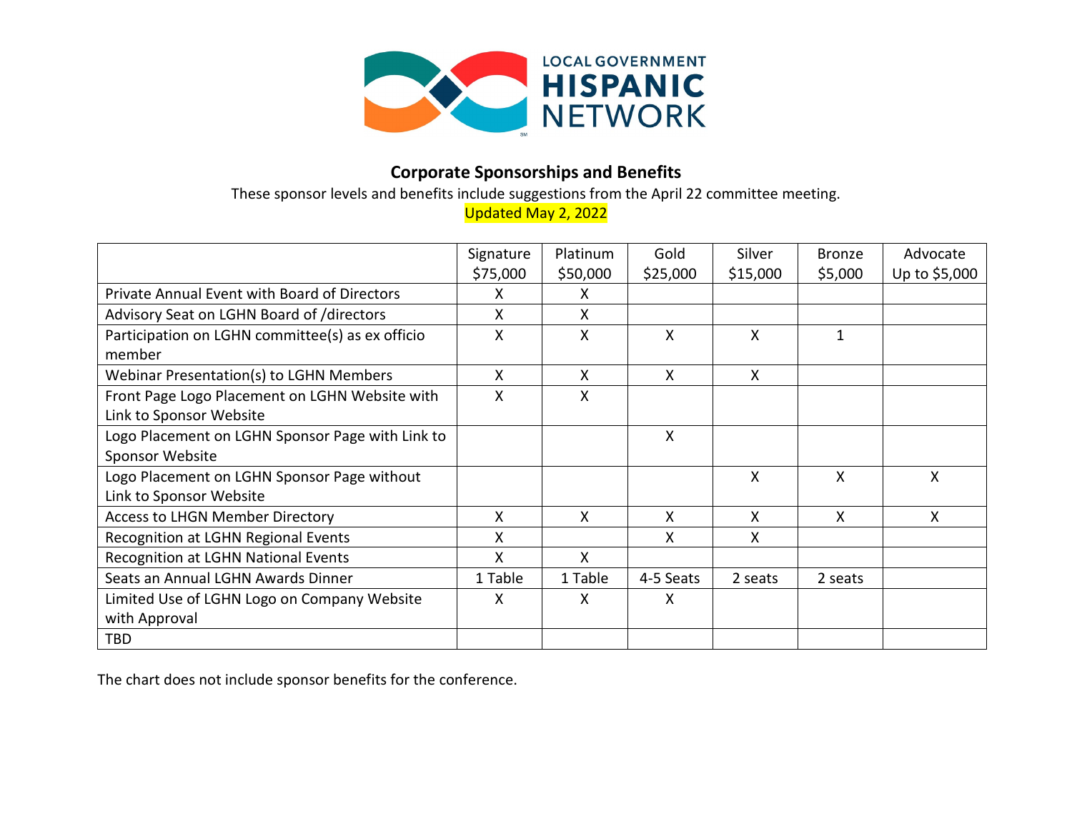LOCAL GOVERNMENT HISPANIC NETWORK

## Corporate Sponsorships and Benefits

These sponsor levels and benefits include suggestions from the April 22 committee meeting.

Updated May 2, 2022

| | Signature $75,000 | Platinum $50,000 | Gold $25,000 | Silver $15,000 | Bronze $5,000 | Advocate Up to $5,000 |
|---|---|---|---|---|---|---|
| Private Annual Event with Board of Directors | X | X | | | | |
| Advisory Seat on LGHN Board of /directors | X | X | | | | |
| Participation on LGHN committee(s) as ex officio member | X | X | X | X | 1 | |
| Webinar Presentation(s) to LGHN Members | X | X | X | X | | |
| Front Page Logo Placement on LGHN Website with Link to Sponsor Website | X | X | | | | |
| Logo Placement on LGHN Sponsor Page with Link to Sponsor Website | | | X | | | |
| Logo Placement on LGHN Sponsor Page without Link to Sponsor Website | | | | X | X | X |
| Access to LHGN Member Directory | X | X | X | X | X | X |
| Recognition at LGHN Regional Events | X | | X | X | | |
| Recognition at LGHN National Events | X | X | | | | |
| Seats an Annual LGHN Awards Dinner | 1 Table | 1 Table | 4-5 Seats | 2 seats | 2 seats | |
| Limited Use of LGHN Logo on Company Website with Approval | X | X | X | | | |
| TBD | | | | | | |

The chart does not include sponsor benefits for the conference.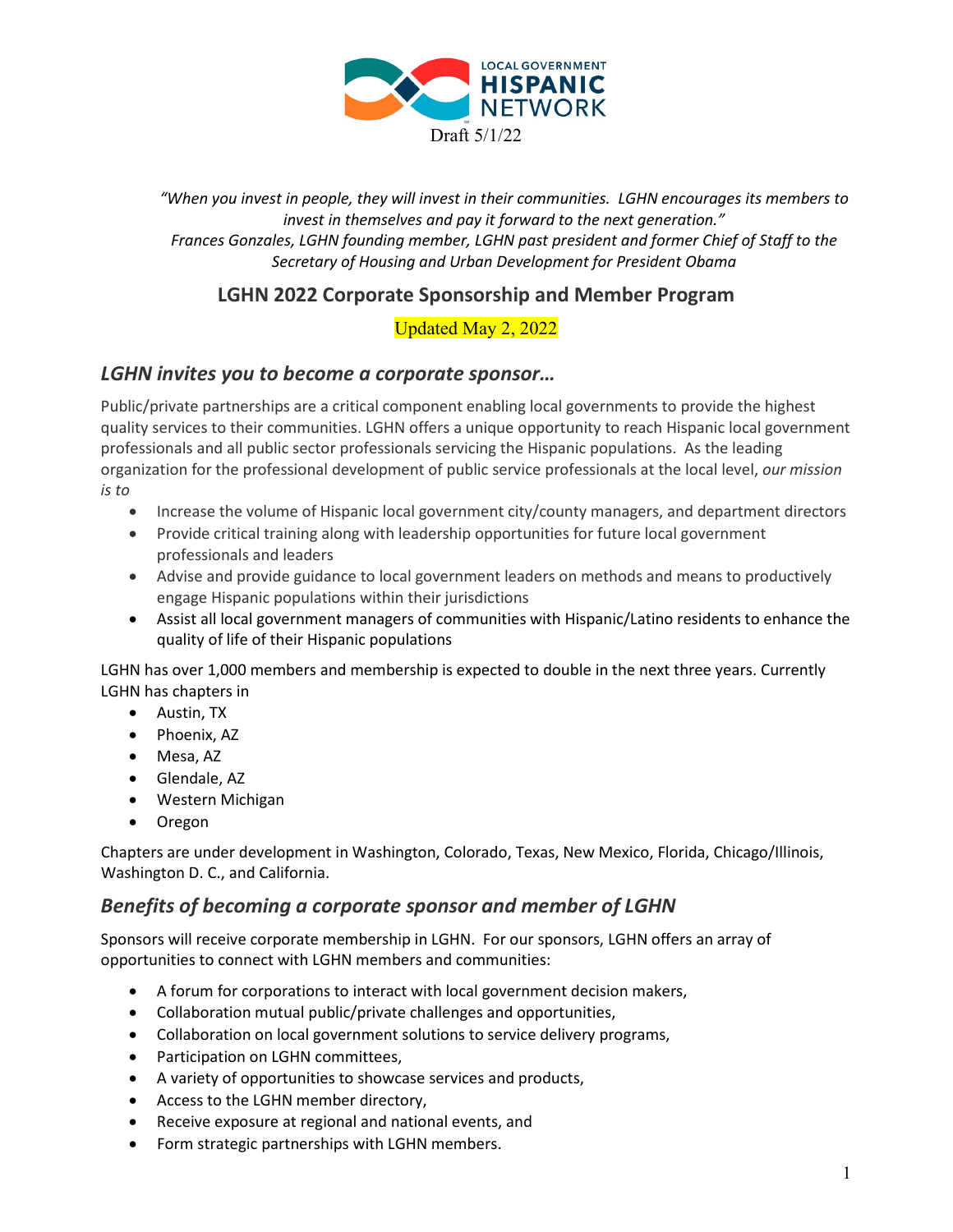LOCAL GOVERNMENT
HISPANIC
NETWORK

Draft 5/1/22

*"When you invest in people, they will invest in their communities. LGHN encourages its members to invest in themselves and pay it forward to the next generation."*
*Frances Gonzales, LGHN founding member, LGHN past president and former Chief of Staff to the Secretary of Housing and Urban Development for President Obama*

## LGHN 2022 Corporate Sponsorship and Member Program

Updated May 2, 2022

### *LGHN invites you to become a corporate sponsor…*

Public/private partnerships are a critical component enabling local governments to provide the highest quality services to their communities. LGHN offers a unique opportunity to reach Hispanic local government professionals and all public sector professionals servicing the Hispanic populations. As the leading organization for the professional development of public service professionals at the local level, *our mission is to*

- Increase the volume of Hispanic local government city/county managers, and department directors
- Provide critical training along with leadership opportunities for future local government professionals and leaders
- Advise and provide guidance to local government leaders on methods and means to productively engage Hispanic populations within their jurisdictions
- Assist all local government managers of communities with Hispanic/Latino residents to enhance the quality of life of their Hispanic populations

LGHN has over 1,000 members and membership is expected to double in the next three years. Currently LGHN has chapters in

- Austin, TX
- Phoenix, AZ
- Mesa, AZ
- Glendale, AZ
- Western Michigan
- Oregon

Chapters are under development in Washington, Colorado, Texas, New Mexico, Florida, Chicago/Illinois, Washington D. C., and California.

### *Benefits of becoming a corporate sponsor and member of LGHN*

Sponsors will receive corporate membership in LGHN. For our sponsors, LGHN offers an array of opportunities to connect with LGHN members and communities:

- A forum for corporations to interact with local government decision makers,
- Collaboration mutual public/private challenges and opportunities,
- Collaboration on local government solutions to service delivery programs,
- Participation on LGHN committees,
- A variety of opportunities to showcase services and products,
- Access to the LGHN member directory,
- Receive exposure at regional and national events, and
- Form strategic partnerships with LGHN members.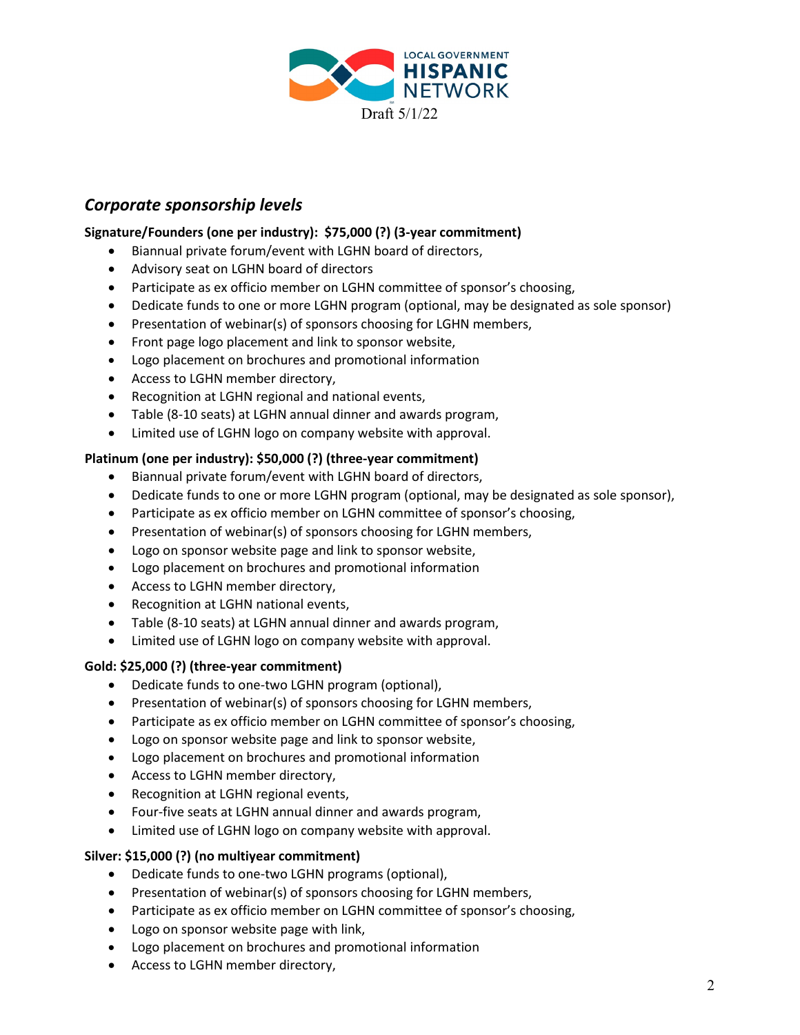LOCAL GOVERNMENT HISPANIC NETWORK

Draft 5/1/22

## *Corporate sponsorship levels*

**Signature/Founders (one per industry): $75,000 (?) (3-year commitment)**

- Biannual private forum/event with LGHN board of directors,
- Advisory seat on LGHN board of directors
- Participate as ex officio member on LGHN committee of sponsor's choosing,
- Dedicate funds to one or more LGHN program (optional, may be designated as sole sponsor)
- Presentation of webinar(s) of sponsors choosing for LGHN members,
- Front page logo placement and link to sponsor website,
- Logo placement on brochures and promotional information
- Access to LGHN member directory,
- Recognition at LGHN regional and national events,
- Table (8-10 seats) at LGHN annual dinner and awards program,
- Limited use of LGHN logo on company website with approval.

**Platinum (one per industry): $50,000 (?) (three-year commitment)**

- Biannual private forum/event with LGHN board of directors,
- Dedicate funds to one or more LGHN program (optional, may be designated as sole sponsor),
- Participate as ex officio member on LGHN committee of sponsor's choosing,
- Presentation of webinar(s) of sponsors choosing for LGHN members,
- Logo on sponsor website page and link to sponsor website,
- Logo placement on brochures and promotional information
- Access to LGHN member directory,
- Recognition at LGHN national events,
- Table (8-10 seats) at LGHN annual dinner and awards program,
- Limited use of LGHN logo on company website with approval.

**Gold: $25,000 (?) (three-year commitment)**

- Dedicate funds to one-two LGHN program (optional),
- Presentation of webinar(s) of sponsors choosing for LGHN members,
- Participate as ex officio member on LGHN committee of sponsor's choosing,
- Logo on sponsor website page and link to sponsor website,
- Logo placement on brochures and promotional information
- Access to LGHN member directory,
- Recognition at LGHN regional events,
- Four-five seats at LGHN annual dinner and awards program,
- Limited use of LGHN logo on company website with approval.

**Silver: $15,000 (?) (no multiyear commitment)**

- Dedicate funds to one-two LGHN programs (optional),
- Presentation of webinar(s) of sponsors choosing for LGHN members,
- Participate as ex officio member on LGHN committee of sponsor's choosing,
- Logo on sponsor website page with link,
- Logo placement on brochures and promotional information
- Access to LGHN member directory,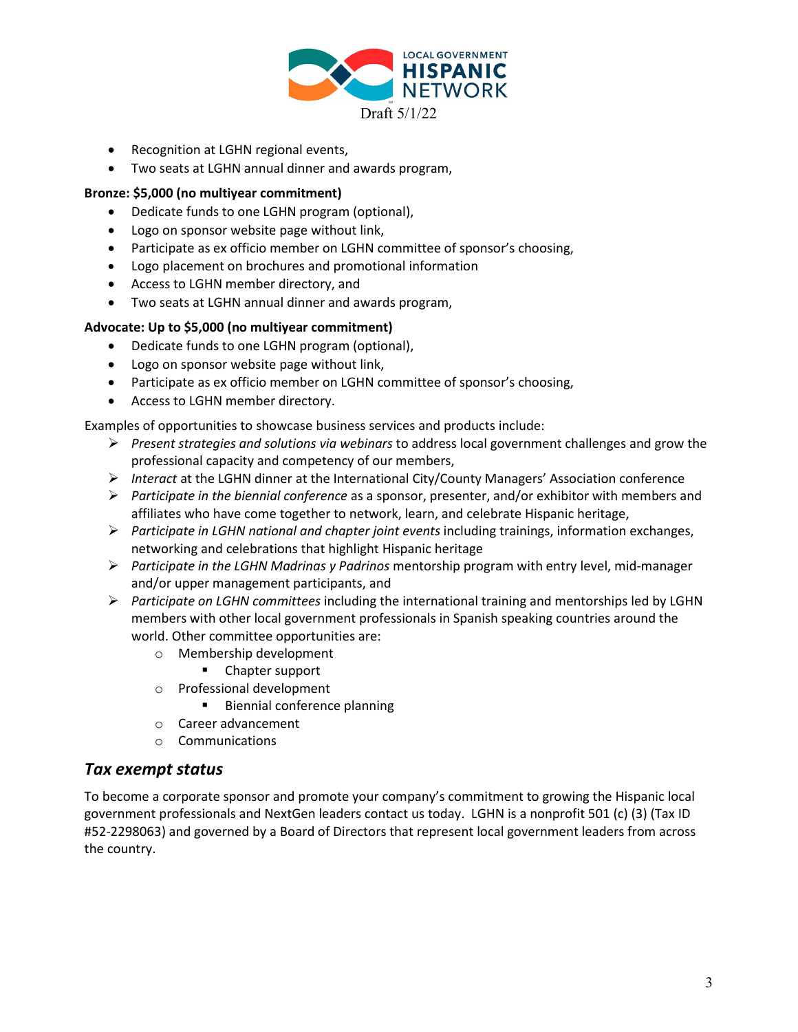Draft 5/1/22

- Recognition at LGHN regional events,
- Two seats at LGHN annual dinner and awards program,

**Bronze: $5,000 (no multiyear commitment)**

- Dedicate funds to one LGHN program (optional),
- Logo on sponsor website page without link,
- Participate as ex officio member on LGHN committee of sponsor's choosing,
- Logo placement on brochures and promotional information
- Access to LGHN member directory, and
- Two seats at LGHN annual dinner and awards program,

**Advocate: Up to $5,000 (no multiyear commitment)**

- Dedicate funds to one LGHN program (optional),
- Logo on sponsor website page without link,
- Participate as ex officio member on LGHN committee of sponsor's choosing,
- Access to LGHN member directory.

Examples of opportunities to showcase business services and products include:

- *Present strategies and solutions via webinars* to address local government challenges and grow the professional capacity and competency of our members,
- *Interact* at the LGHN dinner at the International City/County Managers' Association conference
- *Participate in the biennial conference* as a sponsor, presenter, and/or exhibitor with members and affiliates who have come together to network, learn, and celebrate Hispanic heritage,
- *Participate in LGHN national and chapter joint events* including trainings, information exchanges, networking and celebrations that highlight Hispanic heritage
- *Participate in the LGHN Madrinas y Padrinos* mentorship program with entry level, mid-manager and/or upper management participants, and
- *Participate on LGHN committees* including the international training and mentorships led by LGHN members with other local government professionals in Spanish speaking countries around the world. Other committee opportunities are:
  - Membership development
    - Chapter support
  - Professional development
    - Biennial conference planning
  - Career advancement
  - Communications

## *Tax exempt status*

To become a corporate sponsor and promote your company's commitment to growing the Hispanic local government professionals and NextGen leaders contact us today. LGHN is a nonprofit 501 (c) (3) (Tax ID #52-2298063) and governed by a Board of Directors that represent local government leaders from across the country.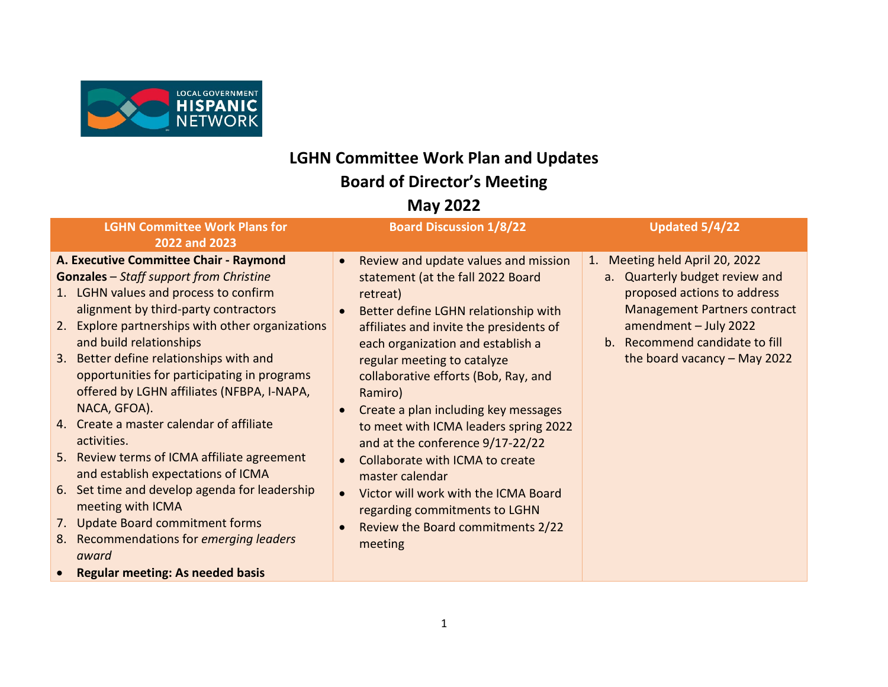# LGHN Committee Work Plan and Updates
## Board of Director's Meeting
## May 2022

| LGHN Committee Work Plans for 2022 and 2023 | Board Discussion 1/8/22 | Updated 5/4/22 |
|---|---|---|
| **A. Executive Committee Chair - Raymond Gonzales** – *Staff support from Christine*<br>1. LGHN values and process to confirm alignment by third-party contractors<br>2. Explore partnerships with other organizations and build relationships<br>3. Better define relationships with and opportunities for participating in programs offered by LGHN affiliates (NFBPA, I-NAPA, NACA, GFOA).<br>4. Create a master calendar of affiliate activities.<br>5. Review terms of ICMA affiliate agreement and establish expectations of ICMA<br>6. Set time and develop agenda for leadership meeting with ICMA<br>7. Update Board commitment forms<br>8. Recommendations for *emerging leaders award*<br>• **Regular meeting: As needed basis** | • Review and update values and mission statement (at the fall 2022 Board retreat)<br>• Better define LGHN relationship with affiliates and invite the presidents of each organization and establish a regular meeting to catalyze collaborative efforts (Bob, Ray, and Ramiro)<br>• Create a plan including key messages to meet with ICMA leaders spring 2022 and at the conference 9/17-22/22<br>• Collaborate with ICMA to create master calendar<br>• Victor will work with the ICMA Board regarding commitments to LGHN<br>• Review the Board commitments 2/22 meeting | 1. Meeting held April 20, 2022<br>a. Quarterly budget review and proposed actions to address Management Partners contract amendment – July 2022<br>b. Recommend candidate to fill the board vacancy – May 2022 |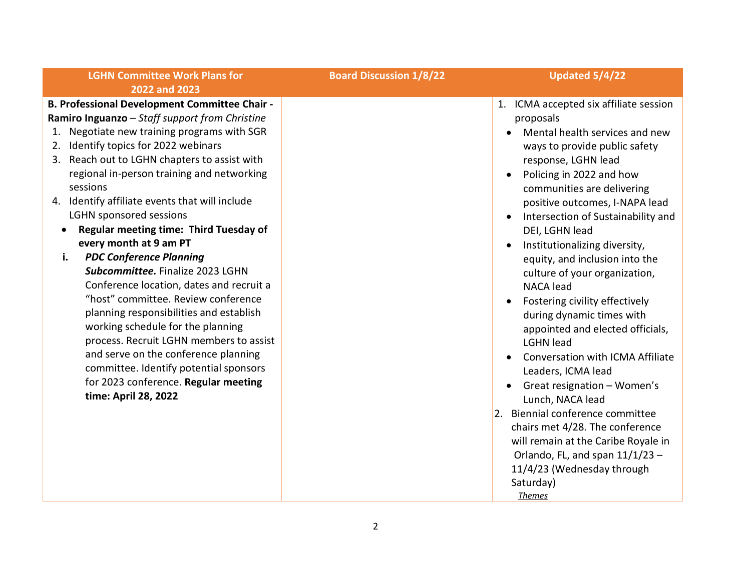| LGHN Committee Work Plans for 2022 and 2023 | Board Discussion 1/8/22 | Updated 5/4/22 |
|---|---|---|
| **B. Professional Development Committee Chair - Ramiro Inguanzo** – *Staff support from Christine*<br>1. Negotiate new training programs with SGR<br>2. Identify topics for 2022 webinars<br>3. Reach out to LGHN chapters to assist with regional in-person training and networking sessions<br>4. Identify affiliate events that will include LGHN sponsored sessions<br>• **Regular meeting time: Third Tuesday of every month at 9 am PT**<br>i. ***PDC Conference Planning Subcommittee.*** Finalize 2023 LGHN Conference location, dates and recruit a "host" committee. Review conference planning responsibilities and establish working schedule for the planning process. Recruit LGHN members to assist and serve on the conference planning committee. Identify potential sponsors for 2023 conference. **Regular meeting time: April 28, 2022** | | 1. ICMA accepted six affiliate session proposals<br>• Mental health services and new ways to provide public safety response, LGHN lead<br>• Policing in 2022 and how communities are delivering positive outcomes, I-NAPA lead<br>• Intersection of Sustainability and DEI, LGHN lead<br>• Institutionalizing diversity, equity, and inclusion into the culture of your organization, NACA lead<br>• Fostering civility effectively during dynamic times with appointed and elected officials, LGHN lead<br>• Conversation with ICMA Affiliate Leaders, ICMA lead<br>• Great resignation – Women's Lunch, NACA lead<br>2. Biennial conference committee chairs met 4/28. The conference will remain at the Caribe Royale in Orlando, FL, and span 11/1/23 – 11/4/23 (Wednesday through Saturday)<br>*Themes* |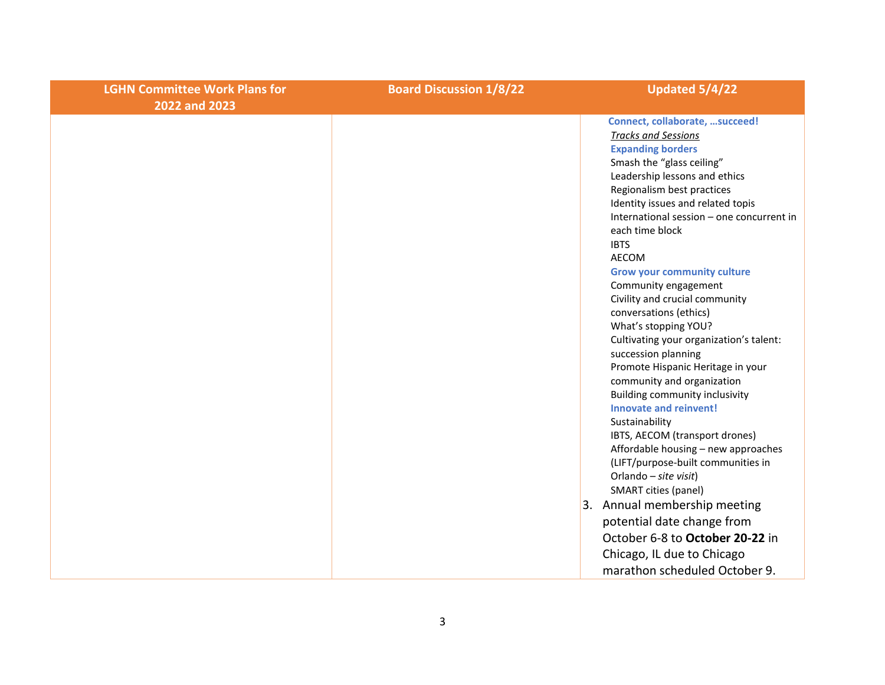| LGHN Committee Work Plans for 2022 and 2023 | Board Discussion 1/8/22 | Updated 5/4/22 |
|---|---|---|
| | | **Connect, collaborate, …succeed!**<br>*Tracks and Sessions*<br>**Expanding borders**<br>Smash the "glass ceiling"<br>Leadership lessons and ethics<br>Regionalism best practices<br>Identity issues and related topis<br>International session – one concurrent in each time block<br>IBTS<br>AECOM<br>**Grow your community culture**<br>Community engagement<br>Civility and crucial community conversations (ethics)<br>What's stopping YOU?<br>Cultivating your organization's talent: succession planning<br>Promote Hispanic Heritage in your community and organization<br>Building community inclusivity<br>**Innovate and reinvent!**<br>Sustainability<br>IBTS, AECOM (transport drones)<br>Affordable housing – new approaches (LIFT/purpose-built communities in Orlando – *site visit*)<br>SMART cities (panel)<br>3. Annual membership meeting potential date change from October 6-8 to **October 20-22** in Chicago, IL due to Chicago marathon scheduled October 9. |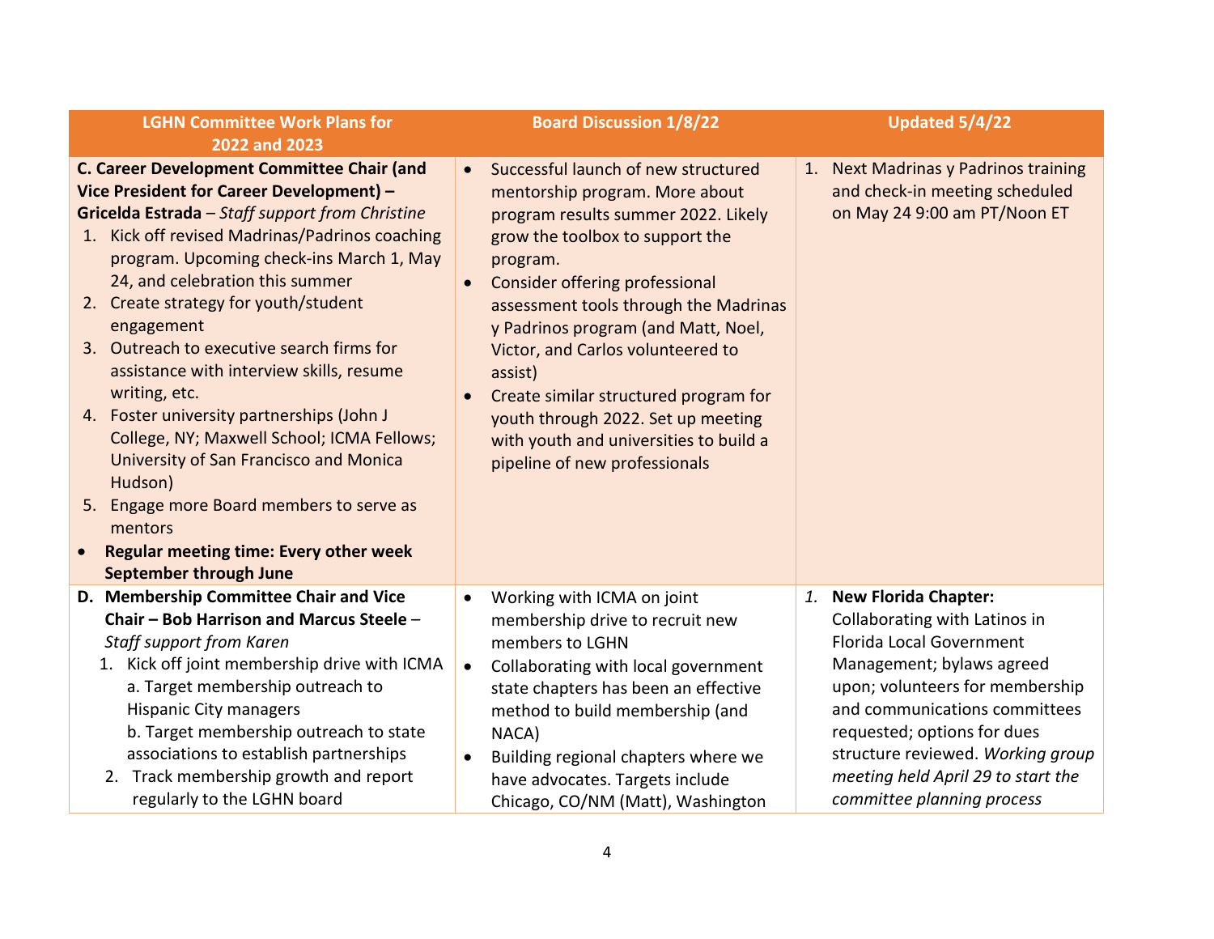| LGHN Committee Work Plans for 2022 and 2023 | Board Discussion 1/8/22 | Updated 5/4/22 |
| --- | --- | --- |
| **C. Career Development Committee Chair (and Vice President for Career Development) – Gricelda Estrada** – *Staff support from Christine*<br>1. Kick off revised Madrinas/Padrinos coaching program. Upcoming check-ins March 1, May 24, and celebration this summer<br>2. Create strategy for youth/student engagement<br>3. Outreach to executive search firms for assistance with interview skills, resume writing, etc.<br>4. Foster university partnerships (John J College, NY; Maxwell School; ICMA Fellows; University of San Francisco and Monica Hudson)<br>5. Engage more Board members to serve as mentors<br>• **Regular meeting time: Every other week September through June** | • Successful launch of new structured mentorship program. More about program results summer 2022. Likely grow the toolbox to support the program.<br>• Consider offering professional assessment tools through the Madrinas y Padrinos program (and Matt, Noel, Victor, and Carlos volunteered to assist)<br>• Create similar structured program for youth through 2022. Set up meeting with youth and universities to build a pipeline of new professionals | 1. Next Madrinas y Padrinos training and check-in meeting scheduled on May 24 9:00 am PT/Noon ET |
| **D. Membership Committee Chair and Vice Chair – Bob Harrison and Marcus Steele** – *Staff support from Karen*<br>1. Kick off joint membership drive with ICMA<br>a. Target membership outreach to Hispanic City managers<br>b. Target membership outreach to state associations to establish partnerships<br>2. Track membership growth and report regularly to the LGHN board | • Working with ICMA on joint membership drive to recruit new members to LGHN<br>• Collaborating with local government state chapters has been an effective method to build membership (and NACA)<br>• Building regional chapters where we have advocates. Targets include Chicago, CO/NM (Matt), Washington | *1.* **New Florida Chapter:** Collaborating with Latinos in Florida Local Government Management; bylaws agreed upon; volunteers for membership and communications committees requested; options for dues structure reviewed. *Working group meeting held April 29 to start the committee planning process* |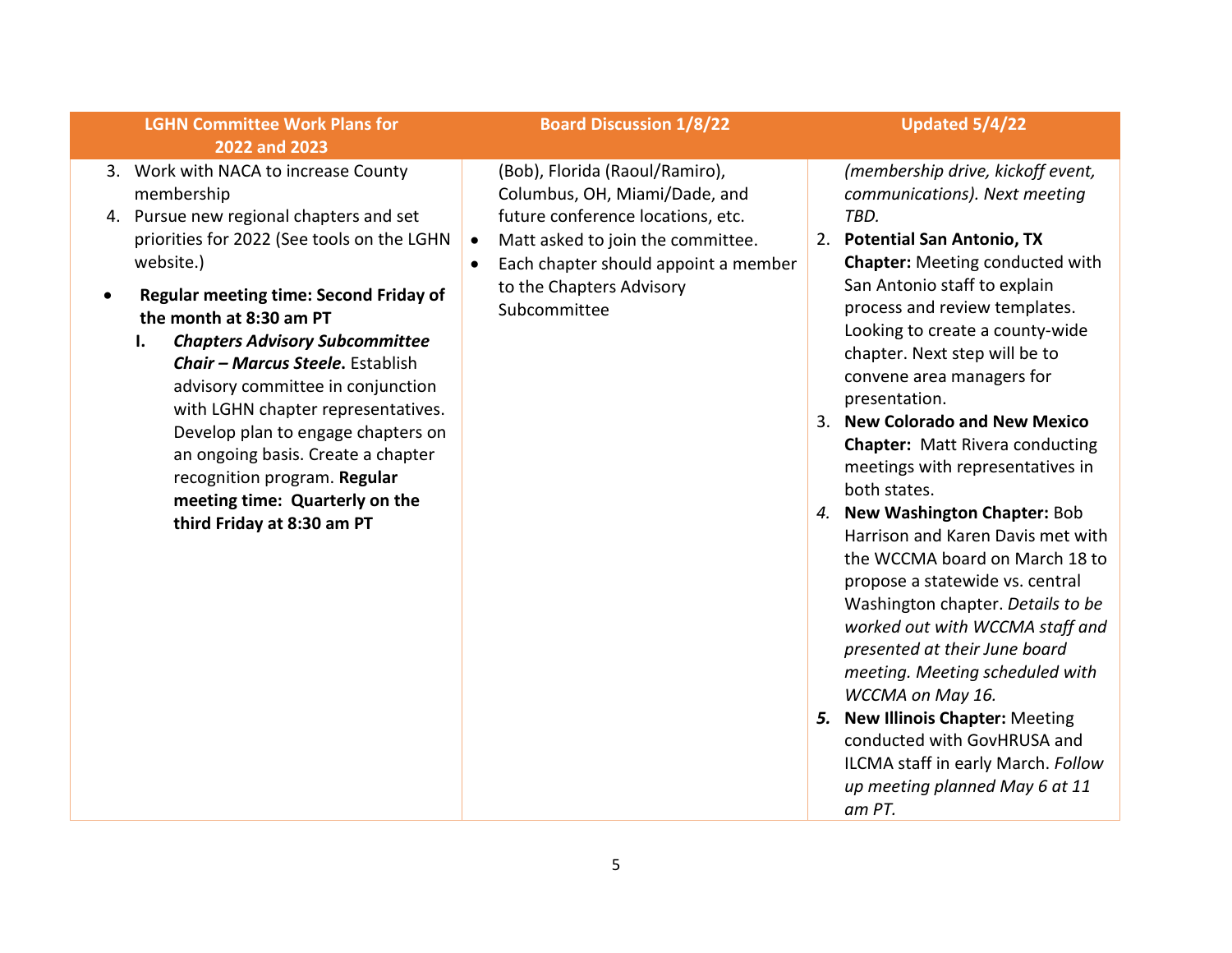| LGHN Committee Work Plans for 2022 and 2023 | Board Discussion 1/8/22 | Updated 5/4/22 |
|---|---|---|
| 3. Work with NACA to increase County membership<br>4. Pursue new regional chapters and set priorities for 2022 (See tools on the LGHN website.)<br>• **Regular meeting time: Second Friday of the month at 8:30 am PT**<br>I. ***Chapters Advisory Subcommittee Chair – Marcus Steele.*** Establish advisory committee in conjunction with LGHN chapter representatives. Develop plan to engage chapters on an ongoing basis. Create a chapter recognition program. **Regular meeting time: Quarterly on the third Friday at 8:30 am PT** | (Bob), Florida (Raoul/Ramiro), Columbus, OH, Miami/Dade, and future conference locations, etc.<br>• Matt asked to join the committee.<br>• Each chapter should appoint a member to the Chapters Advisory Subcommittee | *(membership drive, kickoff event, communications). Next meeting TBD.*<br>2. **Potential San Antonio, TX Chapter:** Meeting conducted with San Antonio staff to explain process and review templates. Looking to create a county-wide chapter. Next step will be to convene area managers for presentation.<br>3. **New Colorado and New Mexico Chapter:** Matt Rivera conducting meetings with representatives in both states.<br>*4.* **New Washington Chapter:** Bob Harrison and Karen Davis met with the WCCMA board on March 18 to propose a statewide vs. central Washington chapter. *Details to be worked out with WCCMA staff and presented at their June board meeting. Meeting scheduled with WCCMA on May 16.*<br>***5.*** **New Illinois Chapter:** Meeting conducted with GovHRUSA and ILCMA staff in early March. *Follow up meeting planned May 6 at 11 am PT.* |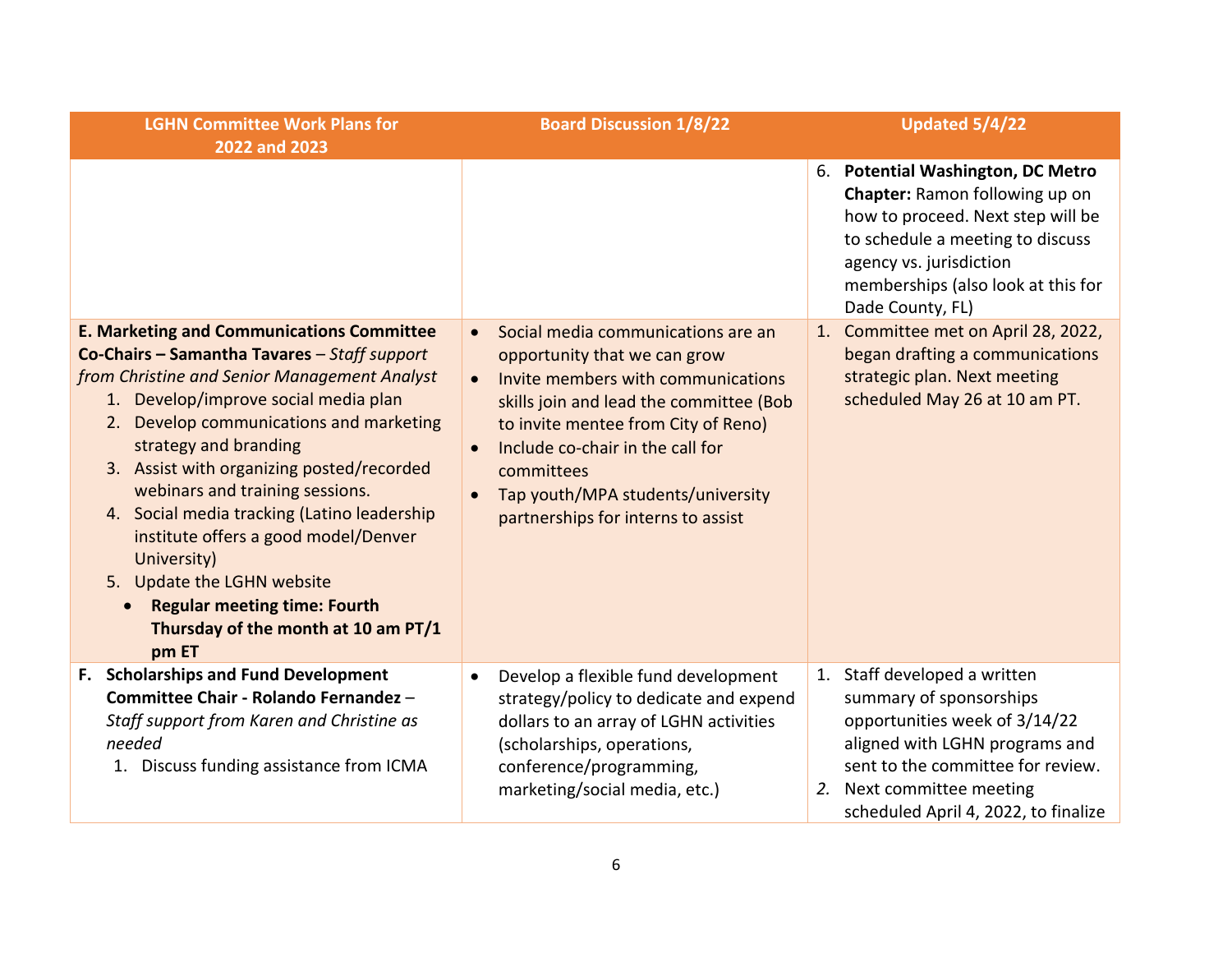| LGHN Committee Work Plans for 2022 and 2023 | Board Discussion 1/8/22 | Updated 5/4/22 |
|---|---|---|
| | | 6. **Potential Washington, DC Metro Chapter:** Ramon following up on how to proceed. Next step will be to schedule a meeting to discuss agency vs. jurisdiction memberships (also look at this for Dade County, FL) |
| **E. Marketing and Communications Committee Co-Chairs – Samantha Tavares** – *Staff support from Christine and Senior Management Analyst*<br>1. Develop/improve social media plan<br>2. Develop communications and marketing strategy and branding<br>3. Assist with organizing posted/recorded webinars and training sessions.<br>4. Social media tracking (Latino leadership institute offers a good model/Denver University)<br>5. Update the LGHN website<br>• **Regular meeting time: Fourth Thursday of the month at 10 am PT/1 pm ET** | • Social media communications are an opportunity that we can grow<br>• Invite members with communications skills join and lead the committee (Bob to invite mentee from City of Reno)<br>• Include co-chair in the call for committees<br>• Tap youth/MPA students/university partnerships for interns to assist | 1. Committee met on April 28, 2022, began drafting a communications strategic plan. Next meeting scheduled May 26 at 10 am PT. |
| **F. Scholarships and Fund Development Committee Chair - Rolando Fernandez** – *Staff support from Karen and Christine as needed*<br>1. Discuss funding assistance from ICMA | • Develop a flexible fund development strategy/policy to dedicate and expend dollars to an array of LGHN activities (scholarships, operations, conference/programming, marketing/social media, etc.) | 1. Staff developed a written summary of sponsorships opportunities week of 3/14/22 aligned with LGHN programs and sent to the committee for review.<br>*2.* Next committee meeting scheduled April 4, 2022, to finalize |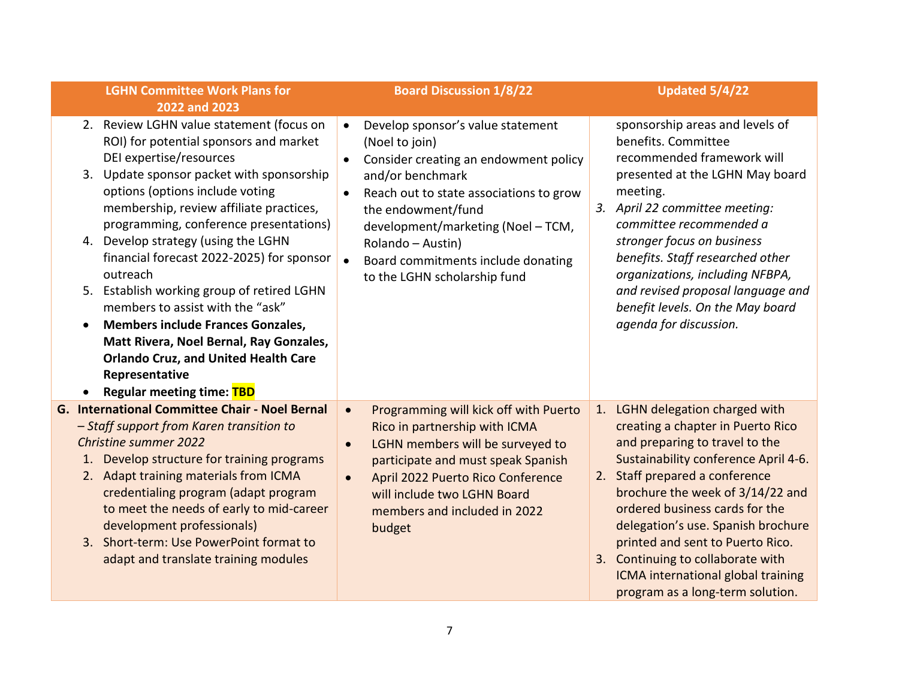| LGHN Committee Work Plans for 2022 and 2023 | Board Discussion 1/8/22 | Updated 5/4/22 |
| --- | --- | --- |
| 2. Review LGHN value statement (focus on ROI) for potential sponsors and market DEI expertise/resources<br>3. Update sponsor packet with sponsorship options (options include voting membership, review affiliate practices, programming, conference presentations)<br>4. Develop strategy (using the LGHN financial forecast 2022-2025) for sponsor outreach<br>5. Establish working group of retired LGHN members to assist with the "ask"<br>• **Members include Frances Gonzales, Matt Rivera, Noel Bernal, Ray Gonzales, Orlando Cruz, and United Health Care Representative**<br>• **Regular meeting time: TBD** | • Develop sponsor's value statement (Noel to join)<br>• Consider creating an endowment policy and/or benchmark<br>• Reach out to state associations to grow the endowment/fund development/marketing (Noel – TCM, Rolando – Austin)<br>• Board commitments include donating to the LGHN scholarship fund | sponsorship areas and levels of benefits. Committee recommended framework will presented at the LGHN May board meeting.<br>3. *April 22 committee meeting: committee recommended a stronger focus on business benefits. Staff researched other organizations, including NFBPA, and revised proposal language and benefit levels. On the May board agenda for discussion.* |
| **G. International Committee Chair - Noel Bernal** *– Staff support from Karen transition to Christine summer 2022*<br>1. Develop structure for training programs<br>2. Adapt training materials from ICMA credentialing program (adapt program to meet the needs of early to mid-career development professionals)<br>3. Short-term: Use PowerPoint format to adapt and translate training modules | • Programming will kick off with Puerto Rico in partnership with ICMA<br>• LGHN members will be surveyed to participate and must speak Spanish<br>• April 2022 Puerto Rico Conference will include two LGHN Board members and included in 2022 budget | 1. LGHN delegation charged with creating a chapter in Puerto Rico and preparing to travel to the Sustainability conference April 4-6.<br>2. Staff prepared a conference brochure the week of 3/14/22 and ordered business cards for the delegation's use. Spanish brochure printed and sent to Puerto Rico.<br>3. Continuing to collaborate with ICMA international global training program as a long-term solution. |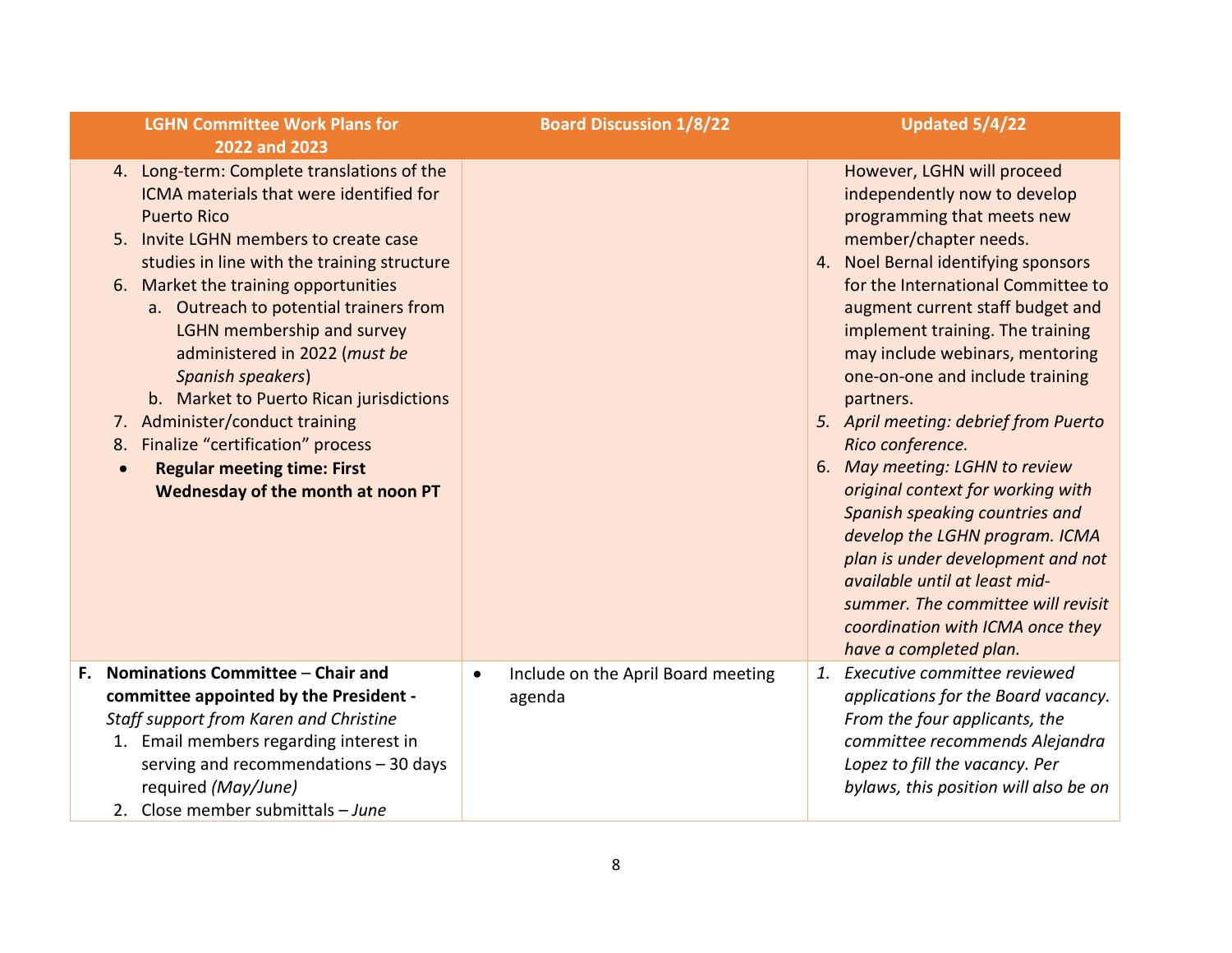| LGHN Committee Work Plans for 2022 and 2023 | Board Discussion 1/8/22 | Updated 5/4/22 |
|---|---|---|
| 4. Long-term: Complete translations of the ICMA materials that were identified for Puerto Rico<br>5. Invite LGHN members to create case studies in line with the training structure<br>6. Market the training opportunities<br>a. Outreach to potential trainers from LGHN membership and survey administered in 2022 (*must be Spanish speakers*)<br>b. Market to Puerto Rican jurisdictions<br>7. Administer/conduct training<br>8. Finalize "certification" process<br>• **Regular meeting time: First Wednesday of the month at noon PT** | | However, LGHN will proceed independently now to develop programming that meets new member/chapter needs.<br>4. Noel Bernal identifying sponsors for the International Committee to augment current staff budget and implement training. The training may include webinars, mentoring one-on-one and include training partners.<br>*5. April meeting: debrief from Puerto Rico conference.*<br>6. *May meeting: LGHN to review original context for working with Spanish speaking countries and develop the LGHN program. ICMA plan is under development and not available until at least mid-summer. The committee will revisit coordination with ICMA once they have a completed plan.* |
| **F. Nominations Committee** – **Chair and committee appointed by the President -** *Staff support from Karen and Christine*<br>1. Email members regarding interest in serving and recommendations – 30 days required *(May/June)*<br>2. Close member submittals – *June* | • Include on the April Board meeting agenda | *1. Executive committee reviewed applications for the Board vacancy. From the four applicants, the committee recommends Alejandra Lopez to fill the vacancy. Per bylaws, this position will also be on* |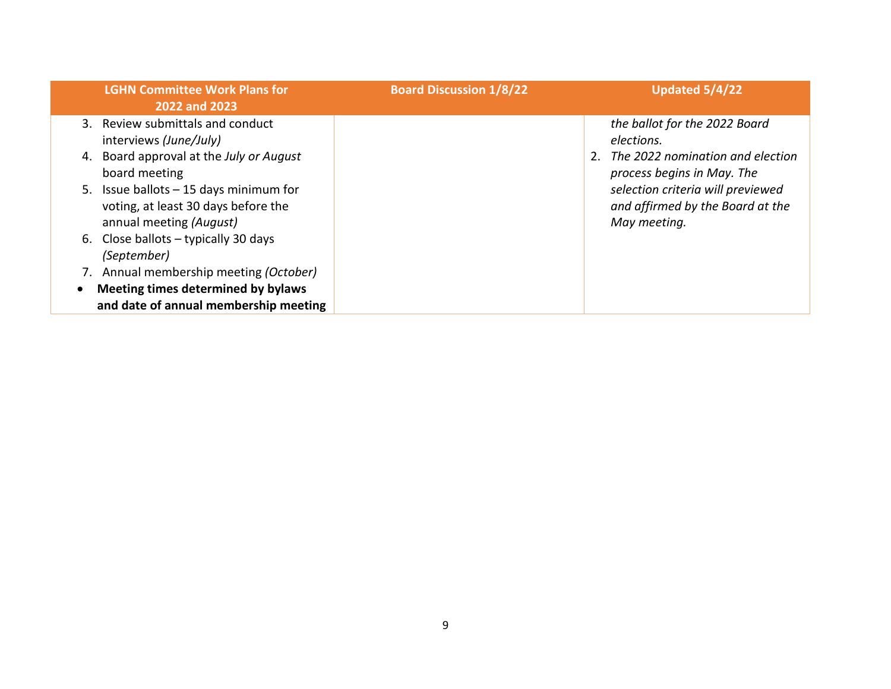| LGHN Committee Work Plans for 2022 and 2023 | Board Discussion 1/8/22 | Updated 5/4/22 |
|---|---|---|
| 3. Review submittals and conduct interviews *(June/July)*<br>4. Board approval at the *July or August* board meeting<br>5. Issue ballots – 15 days minimum for voting, at least 30 days before the annual meeting *(August)*<br>6. Close ballots – typically 30 days *(September)*<br>7. Annual membership meeting *(October)*<br>• **Meeting times determined by bylaws and date of annual membership meeting** | | *the ballot for the 2022 Board elections.*<br>2. *The 2022 nomination and election process begins in May. The selection criteria will previewed and affirmed by the Board at the May meeting.* |